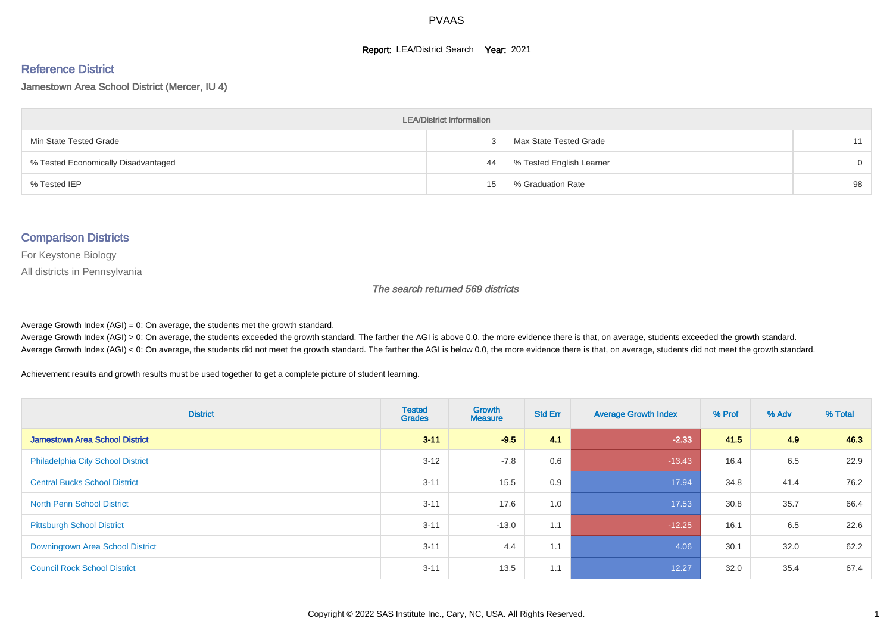PVAAS

**Report:** LEA/District Search **Year:** 2021

## Reference District

Jamestown Area School District (Mercer, IU 4)

| LEA/District Information | | | |
|---|---|---|---|
| Min State Tested Grade | 3 | Max State Tested Grade | 11 |
| % Tested Economically Disadvantaged | 44 | % Tested English Learner | 0 |
| % Tested IEP | 15 | % Graduation Rate | 98 |

## Comparison Districts

For Keystone Biology

All districts in Pennsylvania

*The search returned 569 districts*

Average Growth Index (AGI) = 0: On average, the students met the growth standard.
Average Growth Index (AGI) > 0: On average, the students exceeded the growth standard. The farther the AGI is above 0.0, the more evidence there is that, on average, students exceeded the growth standard.
Average Growth Index (AGI) < 0: On average, the students did not meet the growth standard. The farther the AGI is below 0.0, the more evidence there is that, on average, students did not meet the growth standard.

Achievement results and growth results must be used together to get a complete picture of student learning.

| District | Tested Grades | Growth Measure | Std Err | Average Growth Index | % Prof | % Adv | % Total |
|---|---|---|---|---|---|---|---|
| **Jamestown Area School District** | **3-11** | **-9.5** | **4.1** | **-2.33** | **41.5** | **4.9** | **46.3** |
| Philadelphia City School District | 3-12 | -7.8 | 0.6 | -13.43 | 16.4 | 6.5 | 22.9 |
| Central Bucks School District | 3-11 | 15.5 | 0.9 | 17.94 | 34.8 | 41.4 | 76.2 |
| North Penn School District | 3-11 | 17.6 | 1.0 | 17.53 | 30.8 | 35.7 | 66.4 |
| Pittsburgh School District | 3-11 | -13.0 | 1.1 | -12.25 | 16.1 | 6.5 | 22.6 |
| Downingtown Area School District | 3-11 | 4.4 | 1.1 | 4.06 | 30.1 | 32.0 | 62.2 |
| Council Rock School District | 3-11 | 13.5 | 1.1 | 12.27 | 32.0 | 35.4 | 67.4 |

Copyright © 2022 SAS Institute Inc., Cary, NC, USA. All Rights Reserved.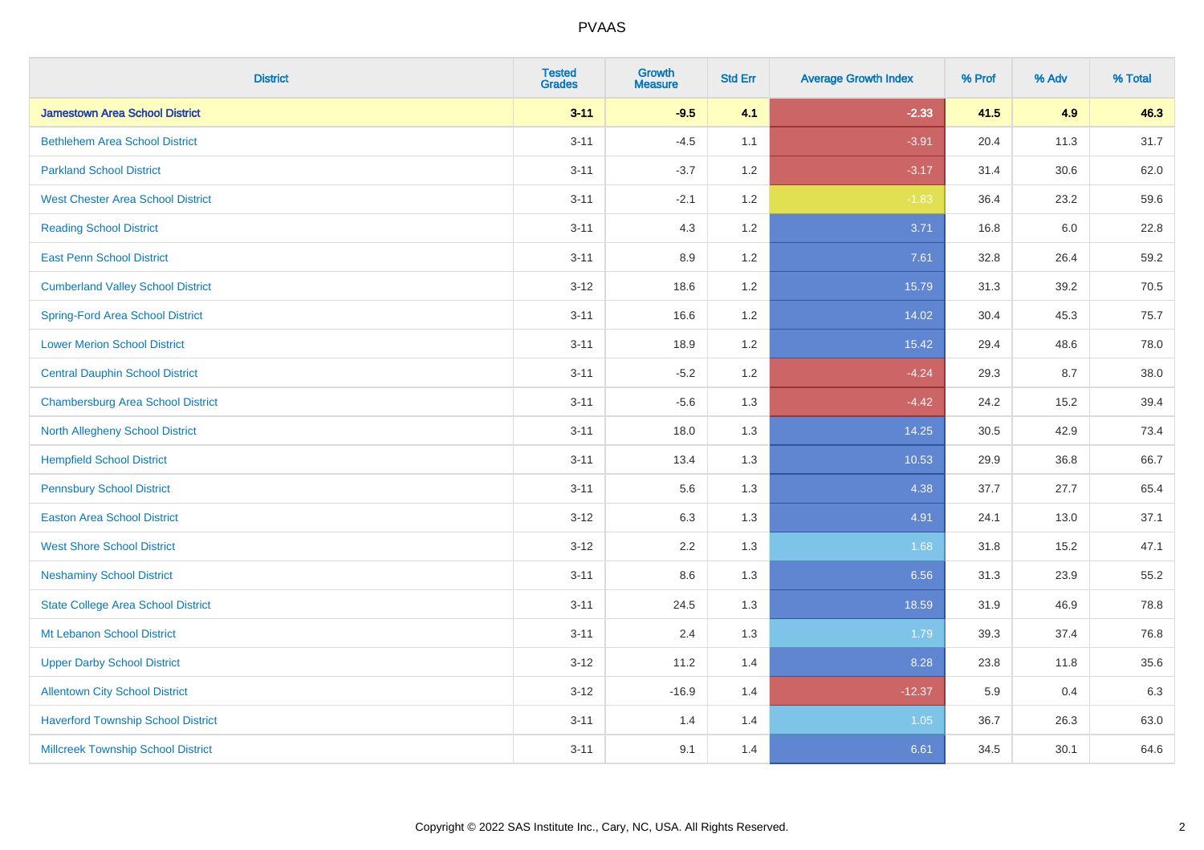# PVAAS

| District | Tested Grades | Growth Measure | Std Err | Average Growth Index | % Prof | % Adv | % Total |
|---|---|---|---|---|---|---|---|
| **Jamestown Area School District** | **3-11** | **-9.5** | **4.1** | **-2.33** | **41.5** | **4.9** | **46.3** |
| Bethlehem Area School District | 3-11 | -4.5 | 1.1 | -3.91 | 20.4 | 11.3 | 31.7 |
| Parkland School District | 3-11 | -3.7 | 1.2 | -3.17 | 31.4 | 30.6 | 62.0 |
| West Chester Area School District | 3-11 | -2.1 | 1.2 | -1.83 | 36.4 | 23.2 | 59.6 |
| Reading School District | 3-11 | 4.3 | 1.2 | 3.71 | 16.8 | 6.0 | 22.8 |
| East Penn School District | 3-11 | 8.9 | 1.2 | 7.61 | 32.8 | 26.4 | 59.2 |
| Cumberland Valley School District | 3-12 | 18.6 | 1.2 | 15.79 | 31.3 | 39.2 | 70.5 |
| Spring-Ford Area School District | 3-11 | 16.6 | 1.2 | 14.02 | 30.4 | 45.3 | 75.7 |
| Lower Merion School District | 3-11 | 18.9 | 1.2 | 15.42 | 29.4 | 48.6 | 78.0 |
| Central Dauphin School District | 3-11 | -5.2 | 1.2 | -4.24 | 29.3 | 8.7 | 38.0 |
| Chambersburg Area School District | 3-11 | -5.6 | 1.3 | -4.42 | 24.2 | 15.2 | 39.4 |
| North Allegheny School District | 3-11 | 18.0 | 1.3 | 14.25 | 30.5 | 42.9 | 73.4 |
| Hempfield School District | 3-11 | 13.4 | 1.3 | 10.53 | 29.9 | 36.8 | 66.7 |
| Pennsbury School District | 3-11 | 5.6 | 1.3 | 4.38 | 37.7 | 27.7 | 65.4 |
| Easton Area School District | 3-12 | 6.3 | 1.3 | 4.91 | 24.1 | 13.0 | 37.1 |
| West Shore School District | 3-12 | 2.2 | 1.3 | 1.68 | 31.8 | 15.2 | 47.1 |
| Neshaminy School District | 3-11 | 8.6 | 1.3 | 6.56 | 31.3 | 23.9 | 55.2 |
| State College Area School District | 3-11 | 24.5 | 1.3 | 18.59 | 31.9 | 46.9 | 78.8 |
| Mt Lebanon School District | 3-11 | 2.4 | 1.3 | 1.79 | 39.3 | 37.4 | 76.8 |
| Upper Darby School District | 3-12 | 11.2 | 1.4 | 8.28 | 23.8 | 11.8 | 35.6 |
| Allentown City School District | 3-12 | -16.9 | 1.4 | -12.37 | 5.9 | 0.4 | 6.3 |
| Haverford Township School District | 3-11 | 1.4 | 1.4 | 1.05 | 36.7 | 26.3 | 63.0 |
| Millcreek Township School District | 3-11 | 9.1 | 1.4 | 6.61 | 34.5 | 30.1 | 64.6 |

Copyright © 2022 SAS Institute Inc., Cary, NC, USA. All Rights Reserved.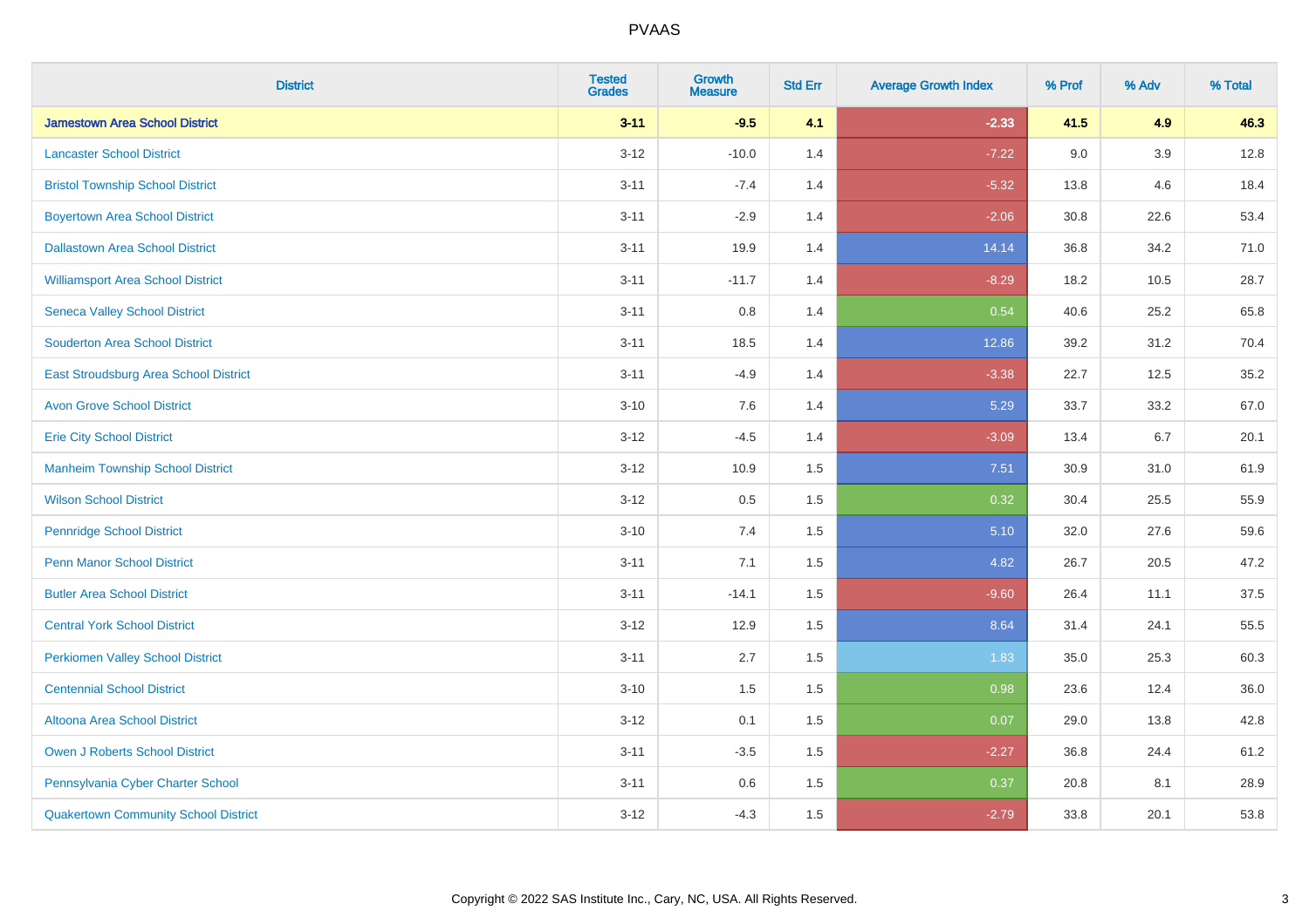# PVAAS

| District | Tested Grades | Growth Measure | Std Err | Average Growth Index | % Prof | % Adv | % Total |
|---|---|---|---|---|---|---|---|
| **Jamestown Area School District** | **3-11** | **-9.5** | **4.1** | **-2.33** | **41.5** | **4.9** | **46.3** |
| Lancaster School District | 3-12 | -10.0 | 1.4 | -7.22 | 9.0 | 3.9 | 12.8 |
| Bristol Township School District | 3-11 | -7.4 | 1.4 | -5.32 | 13.8 | 4.6 | 18.4 |
| Boyertown Area School District | 3-11 | -2.9 | 1.4 | -2.06 | 30.8 | 22.6 | 53.4 |
| Dallastown Area School District | 3-11 | 19.9 | 1.4 | 14.14 | 36.8 | 34.2 | 71.0 |
| Williamsport Area School District | 3-11 | -11.7 | 1.4 | -8.29 | 18.2 | 10.5 | 28.7 |
| Seneca Valley School District | 3-11 | 0.8 | 1.4 | 0.54 | 40.6 | 25.2 | 65.8 |
| Souderton Area School District | 3-11 | 18.5 | 1.4 | 12.86 | 39.2 | 31.2 | 70.4 |
| East Stroudsburg Area School District | 3-11 | -4.9 | 1.4 | -3.38 | 22.7 | 12.5 | 35.2 |
| Avon Grove School District | 3-10 | 7.6 | 1.4 | 5.29 | 33.7 | 33.2 | 67.0 |
| Erie City School District | 3-12 | -4.5 | 1.4 | -3.09 | 13.4 | 6.7 | 20.1 |
| Manheim Township School District | 3-12 | 10.9 | 1.5 | 7.51 | 30.9 | 31.0 | 61.9 |
| Wilson School District | 3-12 | 0.5 | 1.5 | 0.32 | 30.4 | 25.5 | 55.9 |
| Pennridge School District | 3-10 | 7.4 | 1.5 | 5.10 | 32.0 | 27.6 | 59.6 |
| Penn Manor School District | 3-11 | 7.1 | 1.5 | 4.82 | 26.7 | 20.5 | 47.2 |
| Butler Area School District | 3-11 | -14.1 | 1.5 | -9.60 | 26.4 | 11.1 | 37.5 |
| Central York School District | 3-12 | 12.9 | 1.5 | 8.64 | 31.4 | 24.1 | 55.5 |
| Perkiomen Valley School District | 3-11 | 2.7 | 1.5 | 1.83 | 35.0 | 25.3 | 60.3 |
| Centennial School District | 3-10 | 1.5 | 1.5 | 0.98 | 23.6 | 12.4 | 36.0 |
| Altoona Area School District | 3-12 | 0.1 | 1.5 | 0.07 | 29.0 | 13.8 | 42.8 |
| Owen J Roberts School District | 3-11 | -3.5 | 1.5 | -2.27 | 36.8 | 24.4 | 61.2 |
| Pennsylvania Cyber Charter School | 3-11 | 0.6 | 1.5 | 0.37 | 20.8 | 8.1 | 28.9 |
| Quakertown Community School District | 3-12 | -4.3 | 1.5 | -2.79 | 33.8 | 20.1 | 53.8 |

Copyright © 2022 SAS Institute Inc., Cary, NC, USA. All Rights Reserved.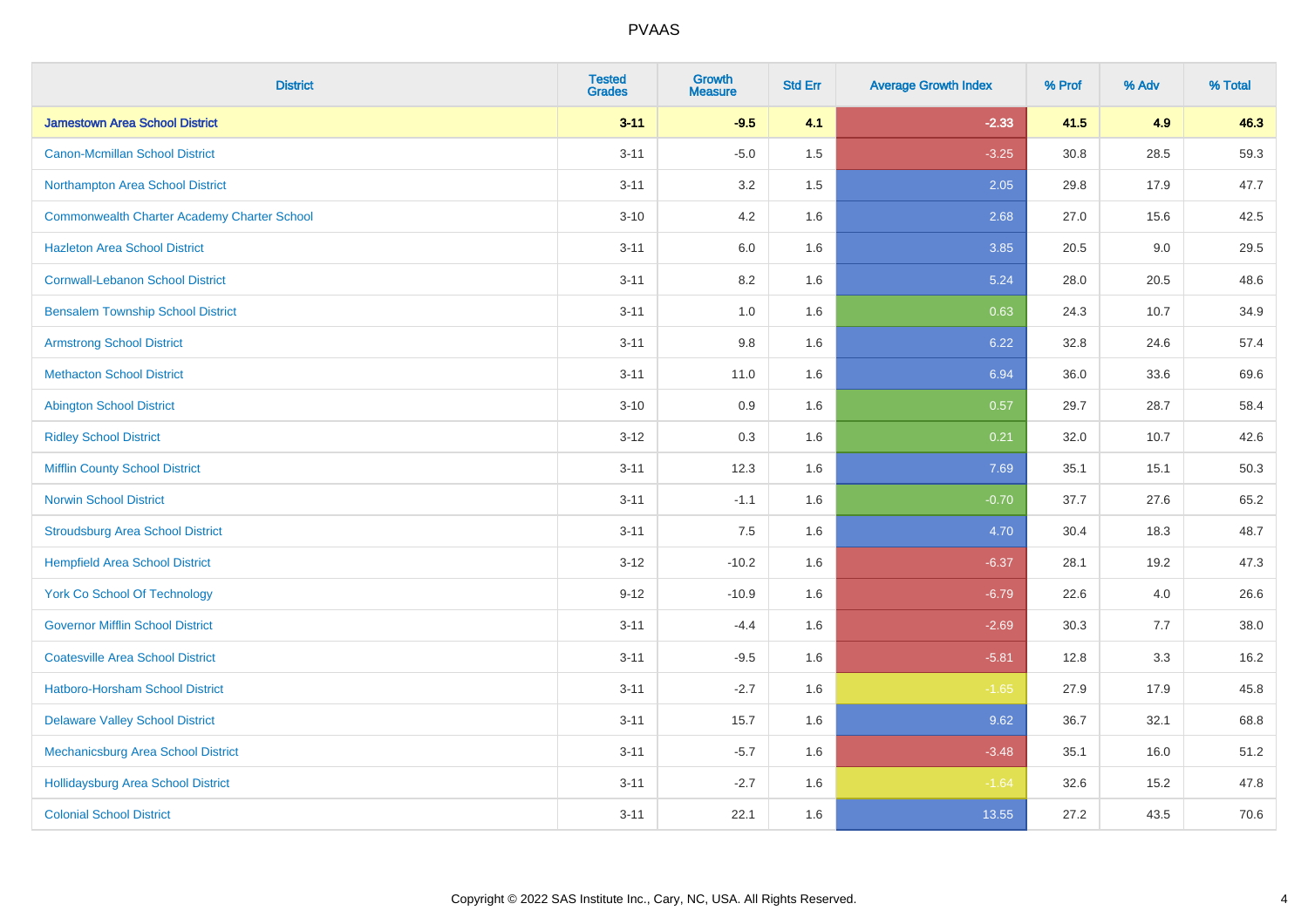# PVAAS

| District | Tested Grades | Growth Measure | Std Err | Average Growth Index | % Prof | % Adv | % Total |
|---|---|---|---|---|---|---|---|
| **Jamestown Area School District** | **3-11** | **-9.5** | **4.1** | **-2.33** | **41.5** | **4.9** | **46.3** |
| Canon-Mcmillan School District | 3-11 | -5.0 | 1.5 | -3.25 | 30.8 | 28.5 | 59.3 |
| Northampton Area School District | 3-11 | 3.2 | 1.5 | 2.05 | 29.8 | 17.9 | 47.7 |
| Commonwealth Charter Academy Charter School | 3-10 | 4.2 | 1.6 | 2.68 | 27.0 | 15.6 | 42.5 |
| Hazleton Area School District | 3-11 | 6.0 | 1.6 | 3.85 | 20.5 | 9.0 | 29.5 |
| Cornwall-Lebanon School District | 3-11 | 8.2 | 1.6 | 5.24 | 28.0 | 20.5 | 48.6 |
| Bensalem Township School District | 3-11 | 1.0 | 1.6 | 0.63 | 24.3 | 10.7 | 34.9 |
| Armstrong School District | 3-11 | 9.8 | 1.6 | 6.22 | 32.8 | 24.6 | 57.4 |
| Methacton School District | 3-11 | 11.0 | 1.6 | 6.94 | 36.0 | 33.6 | 69.6 |
| Abington School District | 3-10 | 0.9 | 1.6 | 0.57 | 29.7 | 28.7 | 58.4 |
| Ridley School District | 3-12 | 0.3 | 1.6 | 0.21 | 32.0 | 10.7 | 42.6 |
| Mifflin County School District | 3-11 | 12.3 | 1.6 | 7.69 | 35.1 | 15.1 | 50.3 |
| Norwin School District | 3-11 | -1.1 | 1.6 | -0.70 | 37.7 | 27.6 | 65.2 |
| Stroudsburg Area School District | 3-11 | 7.5 | 1.6 | 4.70 | 30.4 | 18.3 | 48.7 |
| Hempfield Area School District | 3-12 | -10.2 | 1.6 | -6.37 | 28.1 | 19.2 | 47.3 |
| York Co School Of Technology | 9-12 | -10.9 | 1.6 | -6.79 | 22.6 | 4.0 | 26.6 |
| Governor Mifflin School District | 3-11 | -4.4 | 1.6 | -2.69 | 30.3 | 7.7 | 38.0 |
| Coatesville Area School District | 3-11 | -9.5 | 1.6 | -5.81 | 12.8 | 3.3 | 16.2 |
| Hatboro-Horsham School District | 3-11 | -2.7 | 1.6 | -1.65 | 27.9 | 17.9 | 45.8 |
| Delaware Valley School District | 3-11 | 15.7 | 1.6 | 9.62 | 36.7 | 32.1 | 68.8 |
| Mechanicsburg Area School District | 3-11 | -5.7 | 1.6 | -3.48 | 35.1 | 16.0 | 51.2 |
| Hollidaysburg Area School District | 3-11 | -2.7 | 1.6 | -1.64 | 32.6 | 15.2 | 47.8 |
| Colonial School District | 3-11 | 22.1 | 1.6 | 13.55 | 27.2 | 43.5 | 70.6 |

Copyright © 2022 SAS Institute Inc., Cary, NC, USA. All Rights Reserved.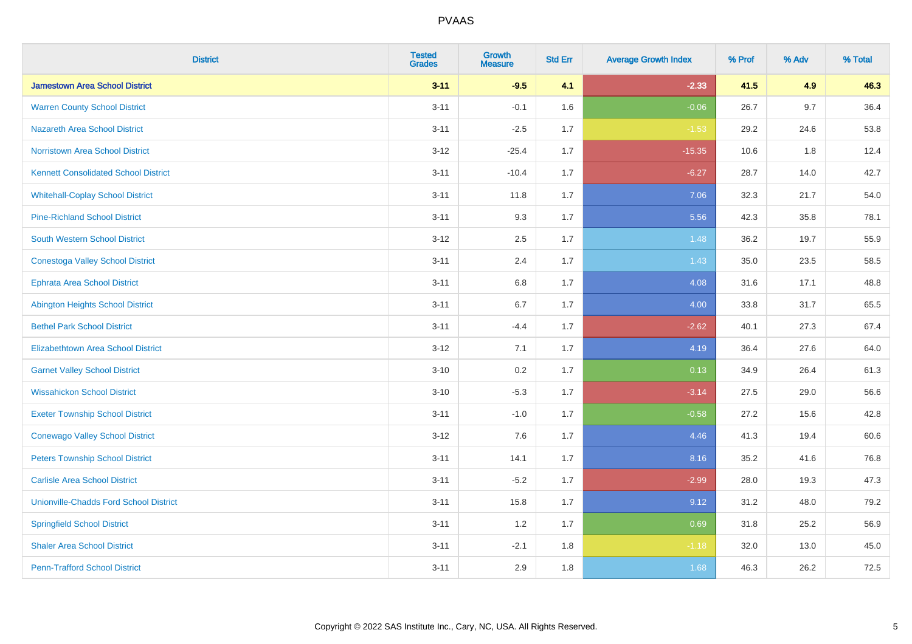| District | Tested Grades | Growth Measure | Std Err | Average Growth Index | % Prof | % Adv | % Total |
|---|---|---|---|---|---|---|---|
| **Jamestown Area School District** | **3-11** | **-9.5** | **4.1** | **-2.33** | **41.5** | **4.9** | **46.3** |
| Warren County School District | 3-11 | -0.1 | 1.6 | -0.06 | 26.7 | 9.7 | 36.4 |
| Nazareth Area School District | 3-11 | -2.5 | 1.7 | -1.53 | 29.2 | 24.6 | 53.8 |
| Norristown Area School District | 3-12 | -25.4 | 1.7 | -15.35 | 10.6 | 1.8 | 12.4 |
| Kennett Consolidated School District | 3-11 | -10.4 | 1.7 | -6.27 | 28.7 | 14.0 | 42.7 |
| Whitehall-Coplay School District | 3-11 | 11.8 | 1.7 | 7.06 | 32.3 | 21.7 | 54.0 |
| Pine-Richland School District | 3-11 | 9.3 | 1.7 | 5.56 | 42.3 | 35.8 | 78.1 |
| South Western School District | 3-12 | 2.5 | 1.7 | 1.48 | 36.2 | 19.7 | 55.9 |
| Conestoga Valley School District | 3-11 | 2.4 | 1.7 | 1.43 | 35.0 | 23.5 | 58.5 |
| Ephrata Area School District | 3-11 | 6.8 | 1.7 | 4.08 | 31.6 | 17.1 | 48.8 |
| Abington Heights School District | 3-11 | 6.7 | 1.7 | 4.00 | 33.8 | 31.7 | 65.5 |
| Bethel Park School District | 3-11 | -4.4 | 1.7 | -2.62 | 40.1 | 27.3 | 67.4 |
| Elizabethtown Area School District | 3-12 | 7.1 | 1.7 | 4.19 | 36.4 | 27.6 | 64.0 |
| Garnet Valley School District | 3-10 | 0.2 | 1.7 | 0.13 | 34.9 | 26.4 | 61.3 |
| Wissahickon School District | 3-10 | -5.3 | 1.7 | -3.14 | 27.5 | 29.0 | 56.6 |
| Exeter Township School District | 3-11 | -1.0 | 1.7 | -0.58 | 27.2 | 15.6 | 42.8 |
| Conewago Valley School District | 3-12 | 7.6 | 1.7 | 4.46 | 41.3 | 19.4 | 60.6 |
| Peters Township School District | 3-11 | 14.1 | 1.7 | 8.16 | 35.2 | 41.6 | 76.8 |
| Carlisle Area School District | 3-11 | -5.2 | 1.7 | -2.99 | 28.0 | 19.3 | 47.3 |
| Unionville-Chadds Ford School District | 3-11 | 15.8 | 1.7 | 9.12 | 31.2 | 48.0 | 79.2 |
| Springfield School District | 3-11 | 1.2 | 1.7 | 0.69 | 31.8 | 25.2 | 56.9 |
| Shaler Area School District | 3-11 | -2.1 | 1.8 | -1.18 | 32.0 | 13.0 | 45.0 |
| Penn-Trafford School District | 3-11 | 2.9 | 1.8 | 1.68 | 46.3 | 26.2 | 72.5 |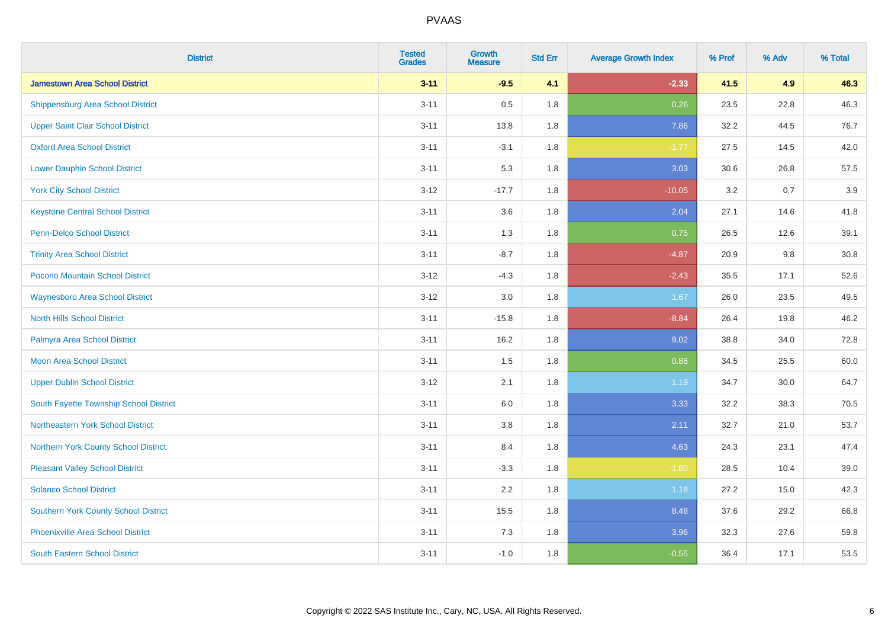| District | Tested Grades | Growth Measure | Std Err | Average Growth Index | % Prof | % Adv | % Total |
|---|---|---|---|---|---|---|---|
| **Jamestown Area School District** | **3-11** | **-9.5** | **4.1** | **-2.33** | **41.5** | **4.9** | **46.3** |
| Shippensburg Area School District | 3-11 | 0.5 | 1.8 | 0.26 | 23.5 | 22.8 | 46.3 |
| Upper Saint Clair School District | 3-11 | 13.8 | 1.8 | 7.86 | 32.2 | 44.5 | 76.7 |
| Oxford Area School District | 3-11 | -3.1 | 1.8 | -1.77 | 27.5 | 14.5 | 42.0 |
| Lower Dauphin School District | 3-11 | 5.3 | 1.8 | 3.03 | 30.6 | 26.8 | 57.5 |
| York City School District | 3-12 | -17.7 | 1.8 | -10.05 | 3.2 | 0.7 | 3.9 |
| Keystone Central School District | 3-11 | 3.6 | 1.8 | 2.04 | 27.1 | 14.6 | 41.8 |
| Penn-Delco School District | 3-11 | 1.3 | 1.8 | 0.75 | 26.5 | 12.6 | 39.1 |
| Trinity Area School District | 3-11 | -8.7 | 1.8 | -4.87 | 20.9 | 9.8 | 30.8 |
| Pocono Mountain School District | 3-12 | -4.3 | 1.8 | -2.43 | 35.5 | 17.1 | 52.6 |
| Waynesboro Area School District | 3-12 | 3.0 | 1.8 | 1.67 | 26.0 | 23.5 | 49.5 |
| North Hills School District | 3-11 | -15.8 | 1.8 | -8.84 | 26.4 | 19.8 | 46.2 |
| Palmyra Area School District | 3-11 | 16.2 | 1.8 | 9.02 | 38.8 | 34.0 | 72.8 |
| Moon Area School District | 3-11 | 1.5 | 1.8 | 0.86 | 34.5 | 25.5 | 60.0 |
| Upper Dublin School District | 3-12 | 2.1 | 1.8 | 1.19 | 34.7 | 30.0 | 64.7 |
| South Fayette Township School District | 3-11 | 6.0 | 1.8 | 3.33 | 32.2 | 38.3 | 70.5 |
| Northeastern York School District | 3-11 | 3.8 | 1.8 | 2.11 | 32.7 | 21.0 | 53.7 |
| Northern York County School District | 3-11 | 8.4 | 1.8 | 4.63 | 24.3 | 23.1 | 47.4 |
| Pleasant Valley School District | 3-11 | -3.3 | 1.8 | -1.80 | 28.5 | 10.4 | 39.0 |
| Solanco School District | 3-11 | 2.2 | 1.8 | 1.18 | 27.2 | 15.0 | 42.3 |
| Southern York County School District | 3-11 | 15.5 | 1.8 | 8.48 | 37.6 | 29.2 | 66.8 |
| Phoenixville Area School District | 3-11 | 7.3 | 1.8 | 3.96 | 32.3 | 27.6 | 59.8 |
| South Eastern School District | 3-11 | -1.0 | 1.8 | -0.55 | 36.4 | 17.1 | 53.5 |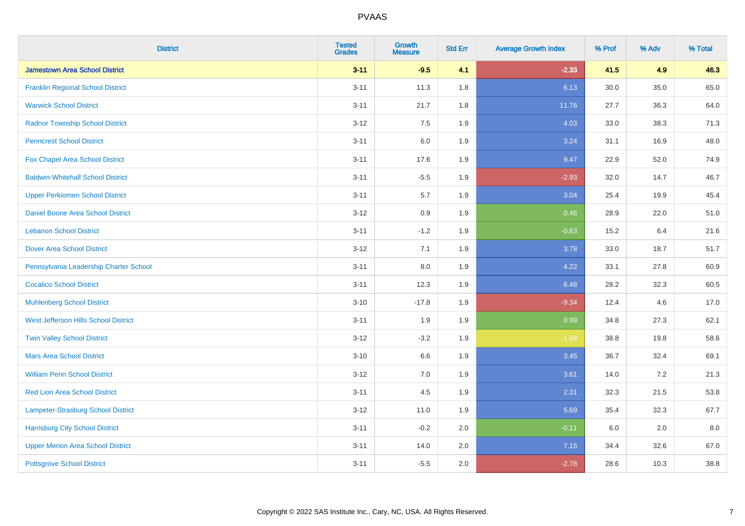# PVAAS

| District | Tested Grades | Growth Measure | Std Err | Average Growth Index | % Prof | % Adv | % Total |
|---|---|---|---|---|---|---|---|
| **Jamestown Area School District** | **3-11** | **-9.5** | **4.1** | **-2.33** | **41.5** | **4.9** | **46.3** |
| Franklin Regional School District | 3-11 | 11.3 | 1.8 | 6.13 | 30.0 | 35.0 | 65.0 |
| Warwick School District | 3-11 | 21.7 | 1.8 | 11.76 | 27.7 | 36.3 | 64.0 |
| Radnor Township School District | 3-12 | 7.5 | 1.9 | 4.03 | 33.0 | 38.3 | 71.3 |
| Penncrest School District | 3-11 | 6.0 | 1.9 | 3.24 | 31.1 | 16.9 | 48.0 |
| Fox Chapel Area School District | 3-11 | 17.6 | 1.9 | 9.47 | 22.9 | 52.0 | 74.9 |
| Baldwin-Whitehall School District | 3-11 | -5.5 | 1.9 | -2.93 | 32.0 | 14.7 | 46.7 |
| Upper Perkiomen School District | 3-11 | 5.7 | 1.9 | 3.04 | 25.4 | 19.9 | 45.4 |
| Daniel Boone Area School District | 3-12 | 0.9 | 1.9 | 0.46 | 28.9 | 22.0 | 51.0 |
| Lebanon School District | 3-11 | -1.2 | 1.9 | -0.63 | 15.2 | 6.4 | 21.6 |
| Dover Area School District | 3-12 | 7.1 | 1.9 | 3.78 | 33.0 | 18.7 | 51.7 |
| Pennsylvania Leadership Charter School | 3-11 | 8.0 | 1.9 | 4.22 | 33.1 | 27.8 | 60.9 |
| Cocalico School District | 3-11 | 12.3 | 1.9 | 6.48 | 28.2 | 32.3 | 60.5 |
| Muhlenberg School District | 3-10 | -17.8 | 1.9 | -9.34 | 12.4 | 4.6 | 17.0 |
| West Jefferson Hills School District | 3-11 | 1.9 | 1.9 | 0.99 | 34.8 | 27.3 | 62.1 |
| Twin Valley School District | 3-12 | -3.2 | 1.9 | -1.68 | 38.8 | 19.8 | 58.6 |
| Mars Area School District | 3-10 | 6.6 | 1.9 | 3.45 | 36.7 | 32.4 | 69.1 |
| William Penn School District | 3-12 | 7.0 | 1.9 | 3.61 | 14.0 | 7.2 | 21.3 |
| Red Lion Area School District | 3-11 | 4.5 | 1.9 | 2.31 | 32.3 | 21.5 | 53.8 |
| Lampeter-Strasburg School District | 3-12 | 11.0 | 1.9 | 5.69 | 35.4 | 32.3 | 67.7 |
| Harrisburg City School District | 3-11 | -0.2 | 2.0 | -0.11 | 6.0 | 2.0 | 8.0 |
| Upper Merion Area School District | 3-11 | 14.0 | 2.0 | 7.15 | 34.4 | 32.6 | 67.0 |
| Pottsgrove School District | 3-11 | -5.5 | 2.0 | -2.78 | 28.6 | 10.3 | 38.8 |

Copyright © 2022 SAS Institute Inc., Cary, NC, USA. All Rights Reserved.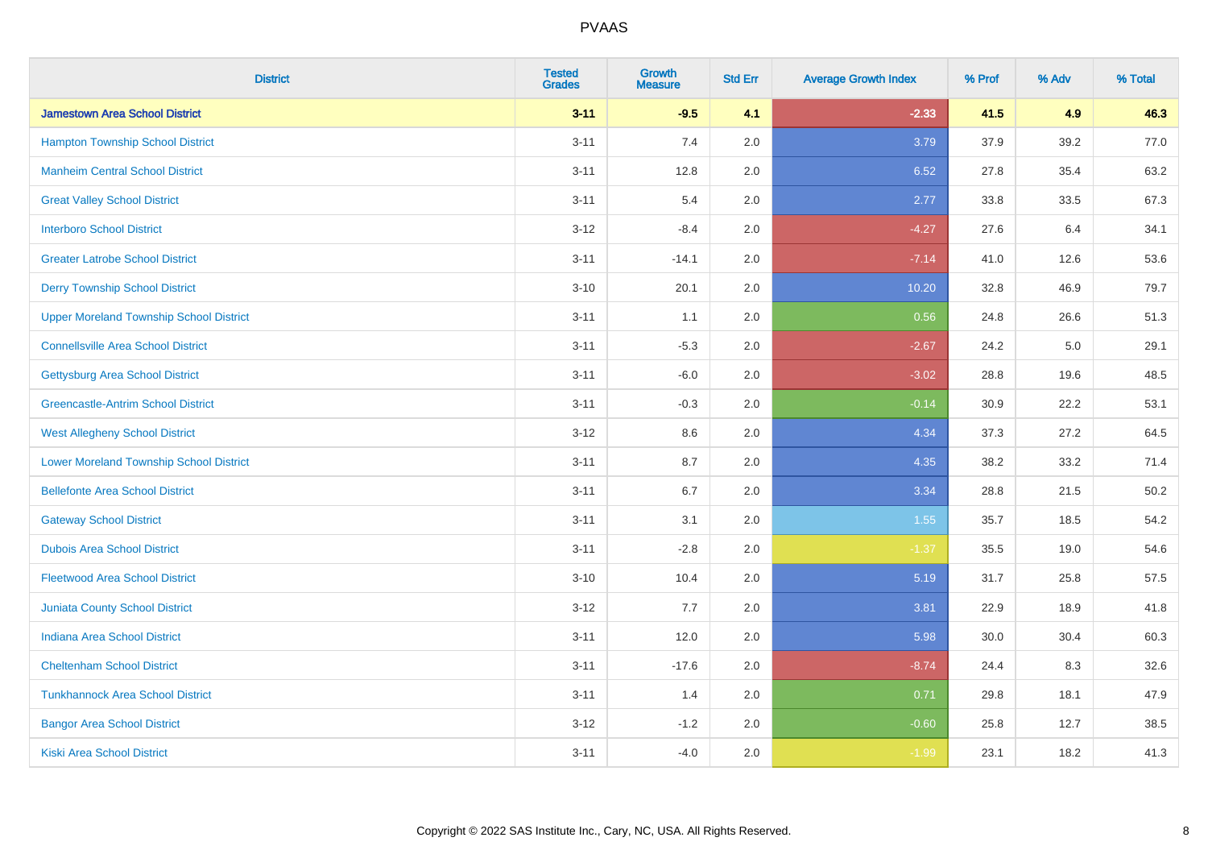# PVAAS

| District | Tested Grades | Growth Measure | Std Err | Average Growth Index | % Prof | % Adv | % Total |
|---|---|---|---|---|---|---|---|
| **Jamestown Area School District** | **3-11** | **-9.5** | **4.1** | **-2.33** | **41.5** | **4.9** | **46.3** |
| Hampton Township School District | 3-11 | 7.4 | 2.0 | 3.79 | 37.9 | 39.2 | 77.0 |
| Manheim Central School District | 3-11 | 12.8 | 2.0 | 6.52 | 27.8 | 35.4 | 63.2 |
| Great Valley School District | 3-11 | 5.4 | 2.0 | 2.77 | 33.8 | 33.5 | 67.3 |
| Interboro School District | 3-12 | -8.4 | 2.0 | -4.27 | 27.6 | 6.4 | 34.1 |
| Greater Latrobe School District | 3-11 | -14.1 | 2.0 | -7.14 | 41.0 | 12.6 | 53.6 |
| Derry Township School District | 3-10 | 20.1 | 2.0 | 10.20 | 32.8 | 46.9 | 79.7 |
| Upper Moreland Township School District | 3-11 | 1.1 | 2.0 | 0.56 | 24.8 | 26.6 | 51.3 |
| Connellsville Area School District | 3-11 | -5.3 | 2.0 | -2.67 | 24.2 | 5.0 | 29.1 |
| Gettysburg Area School District | 3-11 | -6.0 | 2.0 | -3.02 | 28.8 | 19.6 | 48.5 |
| Greencastle-Antrim School District | 3-11 | -0.3 | 2.0 | -0.14 | 30.9 | 22.2 | 53.1 |
| West Allegheny School District | 3-12 | 8.6 | 2.0 | 4.34 | 37.3 | 27.2 | 64.5 |
| Lower Moreland Township School District | 3-11 | 8.7 | 2.0 | 4.35 | 38.2 | 33.2 | 71.4 |
| Bellefonte Area School District | 3-11 | 6.7 | 2.0 | 3.34 | 28.8 | 21.5 | 50.2 |
| Gateway School District | 3-11 | 3.1 | 2.0 | 1.55 | 35.7 | 18.5 | 54.2 |
| Dubois Area School District | 3-11 | -2.8 | 2.0 | -1.37 | 35.5 | 19.0 | 54.6 |
| Fleetwood Area School District | 3-10 | 10.4 | 2.0 | 5.19 | 31.7 | 25.8 | 57.5 |
| Juniata County School District | 3-12 | 7.7 | 2.0 | 3.81 | 22.9 | 18.9 | 41.8 |
| Indiana Area School District | 3-11 | 12.0 | 2.0 | 5.98 | 30.0 | 30.4 | 60.3 |
| Cheltenham School District | 3-11 | -17.6 | 2.0 | -8.74 | 24.4 | 8.3 | 32.6 |
| Tunkhannock Area School District | 3-11 | 1.4 | 2.0 | 0.71 | 29.8 | 18.1 | 47.9 |
| Bangor Area School District | 3-12 | -1.2 | 2.0 | -0.60 | 25.8 | 12.7 | 38.5 |
| Kiski Area School District | 3-11 | -4.0 | 2.0 | -1.99 | 23.1 | 18.2 | 41.3 |

Copyright © 2022 SAS Institute Inc., Cary, NC, USA. All Rights Reserved.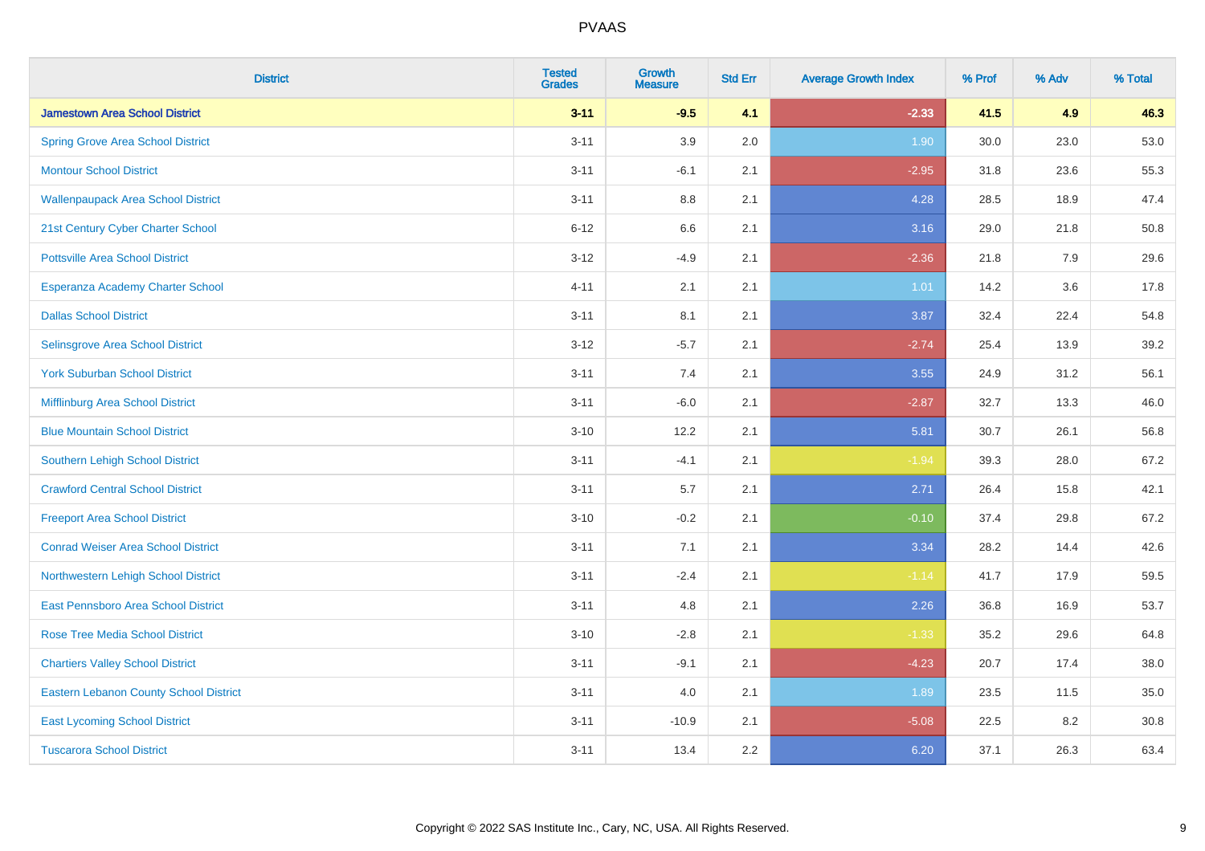# PVAAS

| District | Tested Grades | Growth Measure | Std Err | Average Growth Index | % Prof | % Adv | % Total |
|---|---|---|---|---|---|---|---|
| **Jamestown Area School District** | **3-11** | **-9.5** | **4.1** | **-2.33** | **41.5** | **4.9** | **46.3** |
| Spring Grove Area School District | 3-11 | 3.9 | 2.0 | 1.90 | 30.0 | 23.0 | 53.0 |
| Montour School District | 3-11 | -6.1 | 2.1 | -2.95 | 31.8 | 23.6 | 55.3 |
| Wallenpaupack Area School District | 3-11 | 8.8 | 2.1 | 4.28 | 28.5 | 18.9 | 47.4 |
| 21st Century Cyber Charter School | 6-12 | 6.6 | 2.1 | 3.16 | 29.0 | 21.8 | 50.8 |
| Pottsville Area School District | 3-12 | -4.9 | 2.1 | -2.36 | 21.8 | 7.9 | 29.6 |
| Esperanza Academy Charter School | 4-11 | 2.1 | 2.1 | 1.01 | 14.2 | 3.6 | 17.8 |
| Dallas School District | 3-11 | 8.1 | 2.1 | 3.87 | 32.4 | 22.4 | 54.8 |
| Selinsgrove Area School District | 3-12 | -5.7 | 2.1 | -2.74 | 25.4 | 13.9 | 39.2 |
| York Suburban School District | 3-11 | 7.4 | 2.1 | 3.55 | 24.9 | 31.2 | 56.1 |
| Mifflinburg Area School District | 3-11 | -6.0 | 2.1 | -2.87 | 32.7 | 13.3 | 46.0 |
| Blue Mountain School District | 3-10 | 12.2 | 2.1 | 5.81 | 30.7 | 26.1 | 56.8 |
| Southern Lehigh School District | 3-11 | -4.1 | 2.1 | -1.94 | 39.3 | 28.0 | 67.2 |
| Crawford Central School District | 3-11 | 5.7 | 2.1 | 2.71 | 26.4 | 15.8 | 42.1 |
| Freeport Area School District | 3-10 | -0.2 | 2.1 | -0.10 | 37.4 | 29.8 | 67.2 |
| Conrad Weiser Area School District | 3-11 | 7.1 | 2.1 | 3.34 | 28.2 | 14.4 | 42.6 |
| Northwestern Lehigh School District | 3-11 | -2.4 | 2.1 | -1.14 | 41.7 | 17.9 | 59.5 |
| East Pennsboro Area School District | 3-11 | 4.8 | 2.1 | 2.26 | 36.8 | 16.9 | 53.7 |
| Rose Tree Media School District | 3-10 | -2.8 | 2.1 | -1.33 | 35.2 | 29.6 | 64.8 |
| Chartiers Valley School District | 3-11 | -9.1 | 2.1 | -4.23 | 20.7 | 17.4 | 38.0 |
| Eastern Lebanon County School District | 3-11 | 4.0 | 2.1 | 1.89 | 23.5 | 11.5 | 35.0 |
| East Lycoming School District | 3-11 | -10.9 | 2.1 | -5.08 | 22.5 | 8.2 | 30.8 |
| Tuscarora School District | 3-11 | 13.4 | 2.2 | 6.20 | 37.1 | 26.3 | 63.4 |

Copyright © 2022 SAS Institute Inc., Cary, NC, USA. All Rights Reserved.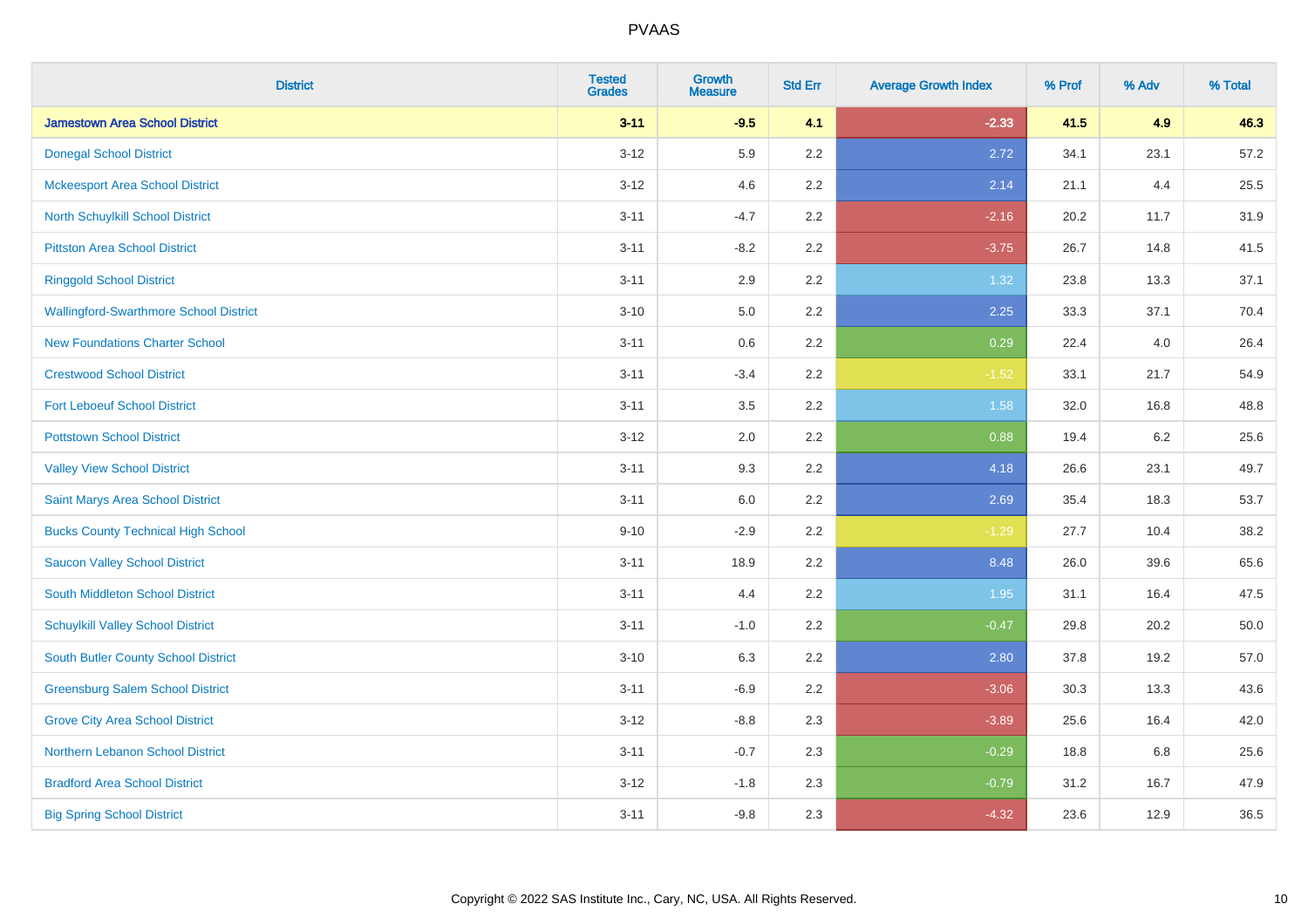# PVAAS

| District | Tested Grades | Growth Measure | Std Err | Average Growth Index | % Prof | % Adv | % Total |
|---|---|---|---|---|---|---|---|
| **Jamestown Area School District** | **3-11** | **-9.5** | **4.1** | **-2.33** | **41.5** | **4.9** | **46.3** |
| Donegal School District | 3-12 | 5.9 | 2.2 | 2.72 | 34.1 | 23.1 | 57.2 |
| Mckeesport Area School District | 3-12 | 4.6 | 2.2 | 2.14 | 21.1 | 4.4 | 25.5 |
| North Schuylkill School District | 3-11 | -4.7 | 2.2 | -2.16 | 20.2 | 11.7 | 31.9 |
| Pittston Area School District | 3-11 | -8.2 | 2.2 | -3.75 | 26.7 | 14.8 | 41.5 |
| Ringgold School District | 3-11 | 2.9 | 2.2 | 1.32 | 23.8 | 13.3 | 37.1 |
| Wallingford-Swarthmore School District | 3-10 | 5.0 | 2.2 | 2.25 | 33.3 | 37.1 | 70.4 |
| New Foundations Charter School | 3-11 | 0.6 | 2.2 | 0.29 | 22.4 | 4.0 | 26.4 |
| Crestwood School District | 3-11 | -3.4 | 2.2 | -1.52 | 33.1 | 21.7 | 54.9 |
| Fort Leboeuf School District | 3-11 | 3.5 | 2.2 | 1.58 | 32.0 | 16.8 | 48.8 |
| Pottstown School District | 3-12 | 2.0 | 2.2 | 0.88 | 19.4 | 6.2 | 25.6 |
| Valley View School District | 3-11 | 9.3 | 2.2 | 4.18 | 26.6 | 23.1 | 49.7 |
| Saint Marys Area School District | 3-11 | 6.0 | 2.2 | 2.69 | 35.4 | 18.3 | 53.7 |
| Bucks County Technical High School | 9-10 | -2.9 | 2.2 | -1.29 | 27.7 | 10.4 | 38.2 |
| Saucon Valley School District | 3-11 | 18.9 | 2.2 | 8.48 | 26.0 | 39.6 | 65.6 |
| South Middleton School District | 3-11 | 4.4 | 2.2 | 1.95 | 31.1 | 16.4 | 47.5 |
| Schuylkill Valley School District | 3-11 | -1.0 | 2.2 | -0.47 | 29.8 | 20.2 | 50.0 |
| South Butler County School District | 3-10 | 6.3 | 2.2 | 2.80 | 37.8 | 19.2 | 57.0 |
| Greensburg Salem School District | 3-11 | -6.9 | 2.2 | -3.06 | 30.3 | 13.3 | 43.6 |
| Grove City Area School District | 3-12 | -8.8 | 2.3 | -3.89 | 25.6 | 16.4 | 42.0 |
| Northern Lebanon School District | 3-11 | -0.7 | 2.3 | -0.29 | 18.8 | 6.8 | 25.6 |
| Bradford Area School District | 3-12 | -1.8 | 2.3 | -0.79 | 31.2 | 16.7 | 47.9 |
| Big Spring School District | 3-11 | -9.8 | 2.3 | -4.32 | 23.6 | 12.9 | 36.5 |

Copyright © 2022 SAS Institute Inc., Cary, NC, USA. All Rights Reserved.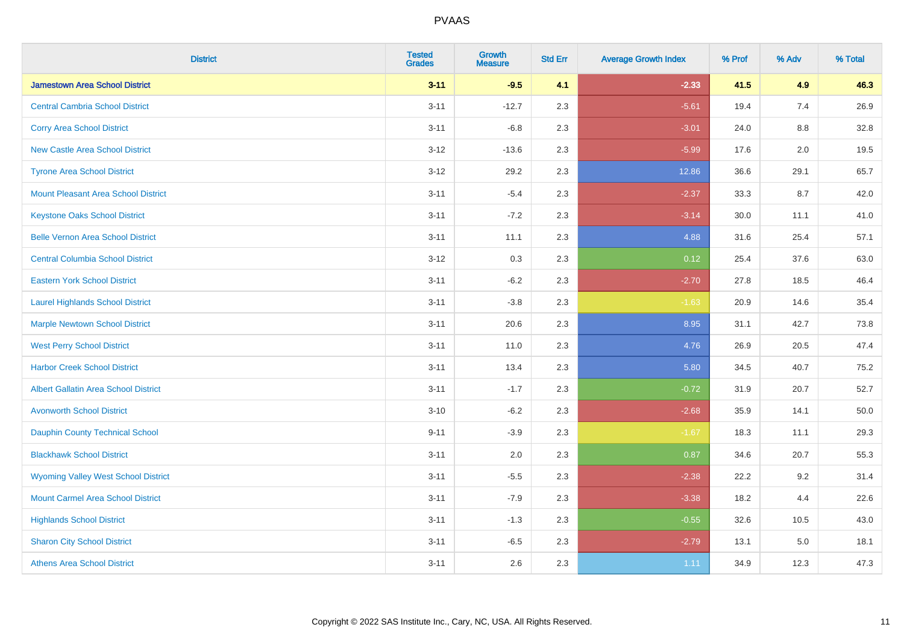| District | Tested Grades | Growth Measure | Std Err | Average Growth Index | % Prof | % Adv | % Total |
|---|---|---|---|---|---|---|---|
| **Jamestown Area School District** | **3-11** | **-9.5** | **4.1** | **-2.33** | **41.5** | **4.9** | **46.3** |
| Central Cambria School District | 3-11 | -12.7 | 2.3 | -5.61 | 19.4 | 7.4 | 26.9 |
| Corry Area School District | 3-11 | -6.8 | 2.3 | -3.01 | 24.0 | 8.8 | 32.8 |
| New Castle Area School District | 3-12 | -13.6 | 2.3 | -5.99 | 17.6 | 2.0 | 19.5 |
| Tyrone Area School District | 3-12 | 29.2 | 2.3 | 12.86 | 36.6 | 29.1 | 65.7 |
| Mount Pleasant Area School District | 3-11 | -5.4 | 2.3 | -2.37 | 33.3 | 8.7 | 42.0 |
| Keystone Oaks School District | 3-11 | -7.2 | 2.3 | -3.14 | 30.0 | 11.1 | 41.0 |
| Belle Vernon Area School District | 3-11 | 11.1 | 2.3 | 4.88 | 31.6 | 25.4 | 57.1 |
| Central Columbia School District | 3-12 | 0.3 | 2.3 | 0.12 | 25.4 | 37.6 | 63.0 |
| Eastern York School District | 3-11 | -6.2 | 2.3 | -2.70 | 27.8 | 18.5 | 46.4 |
| Laurel Highlands School District | 3-11 | -3.8 | 2.3 | -1.63 | 20.9 | 14.6 | 35.4 |
| Marple Newtown School District | 3-11 | 20.6 | 2.3 | 8.95 | 31.1 | 42.7 | 73.8 |
| West Perry School District | 3-11 | 11.0 | 2.3 | 4.76 | 26.9 | 20.5 | 47.4 |
| Harbor Creek School District | 3-11 | 13.4 | 2.3 | 5.80 | 34.5 | 40.7 | 75.2 |
| Albert Gallatin Area School District | 3-11 | -1.7 | 2.3 | -0.72 | 31.9 | 20.7 | 52.7 |
| Avonworth School District | 3-10 | -6.2 | 2.3 | -2.68 | 35.9 | 14.1 | 50.0 |
| Dauphin County Technical School | 9-11 | -3.9 | 2.3 | -1.67 | 18.3 | 11.1 | 29.3 |
| Blackhawk School District | 3-11 | 2.0 | 2.3 | 0.87 | 34.6 | 20.7 | 55.3 |
| Wyoming Valley West School District | 3-11 | -5.5 | 2.3 | -2.38 | 22.2 | 9.2 | 31.4 |
| Mount Carmel Area School District | 3-11 | -7.9 | 2.3 | -3.38 | 18.2 | 4.4 | 22.6 |
| Highlands School District | 3-11 | -1.3 | 2.3 | -0.55 | 32.6 | 10.5 | 43.0 |
| Sharon City School District | 3-11 | -6.5 | 2.3 | -2.79 | 13.1 | 5.0 | 18.1 |
| Athens Area School District | 3-11 | 2.6 | 2.3 | 1.11 | 34.9 | 12.3 | 47.3 |

Copyright © 2022 SAS Institute Inc., Cary, NC, USA. All Rights Reserved.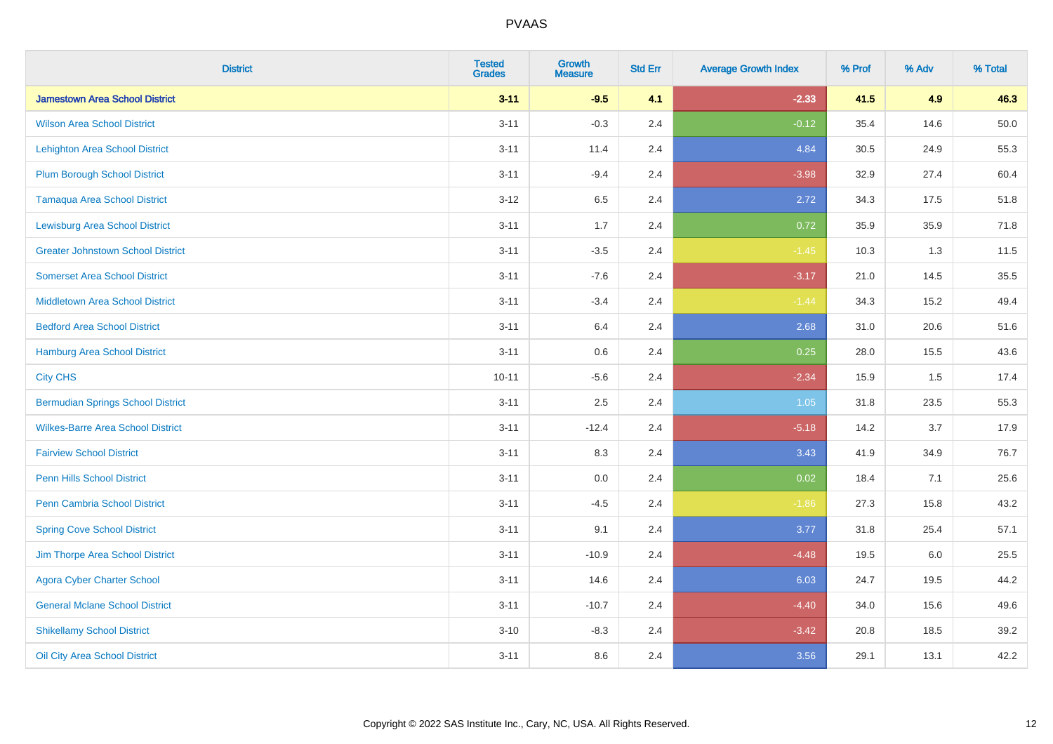PVAAS

| District | Tested Grades | Growth Measure | Std Err | Average Growth Index | % Prof | % Adv | % Total |
|---|---|---|---|---|---|---|---|
| **Jamestown Area School District** | **3-11** | **-9.5** | **4.1** | **-2.33** | **41.5** | **4.9** | **46.3** |
| Wilson Area School District | 3-11 | -0.3 | 2.4 | -0.12 | 35.4 | 14.6 | 50.0 |
| Lehighton Area School District | 3-11 | 11.4 | 2.4 | 4.84 | 30.5 | 24.9 | 55.3 |
| Plum Borough School District | 3-11 | -9.4 | 2.4 | -3.98 | 32.9 | 27.4 | 60.4 |
| Tamaqua Area School District | 3-12 | 6.5 | 2.4 | 2.72 | 34.3 | 17.5 | 51.8 |
| Lewisburg Area School District | 3-11 | 1.7 | 2.4 | 0.72 | 35.9 | 35.9 | 71.8 |
| Greater Johnstown School District | 3-11 | -3.5 | 2.4 | -1.45 | 10.3 | 1.3 | 11.5 |
| Somerset Area School District | 3-11 | -7.6 | 2.4 | -3.17 | 21.0 | 14.5 | 35.5 |
| Middletown Area School District | 3-11 | -3.4 | 2.4 | -1.44 | 34.3 | 15.2 | 49.4 |
| Bedford Area School District | 3-11 | 6.4 | 2.4 | 2.68 | 31.0 | 20.6 | 51.6 |
| Hamburg Area School District | 3-11 | 0.6 | 2.4 | 0.25 | 28.0 | 15.5 | 43.6 |
| City CHS | 10-11 | -5.6 | 2.4 | -2.34 | 15.9 | 1.5 | 17.4 |
| Bermudian Springs School District | 3-11 | 2.5 | 2.4 | 1.05 | 31.8 | 23.5 | 55.3 |
| Wilkes-Barre Area School District | 3-11 | -12.4 | 2.4 | -5.18 | 14.2 | 3.7 | 17.9 |
| Fairview School District | 3-11 | 8.3 | 2.4 | 3.43 | 41.9 | 34.9 | 76.7 |
| Penn Hills School District | 3-11 | 0.0 | 2.4 | 0.02 | 18.4 | 7.1 | 25.6 |
| Penn Cambria School District | 3-11 | -4.5 | 2.4 | -1.86 | 27.3 | 15.8 | 43.2 |
| Spring Cove School District | 3-11 | 9.1 | 2.4 | 3.77 | 31.8 | 25.4 | 57.1 |
| Jim Thorpe Area School District | 3-11 | -10.9 | 2.4 | -4.48 | 19.5 | 6.0 | 25.5 |
| Agora Cyber Charter School | 3-11 | 14.6 | 2.4 | 6.03 | 24.7 | 19.5 | 44.2 |
| General Mclane School District | 3-11 | -10.7 | 2.4 | -4.40 | 34.0 | 15.6 | 49.6 |
| Shikellamy School District | 3-10 | -8.3 | 2.4 | -3.42 | 20.8 | 18.5 | 39.2 |
| Oil City Area School District | 3-11 | 8.6 | 2.4 | 3.56 | 29.1 | 13.1 | 42.2 |

Copyright © 2022 SAS Institute Inc., Cary, NC, USA. All Rights Reserved.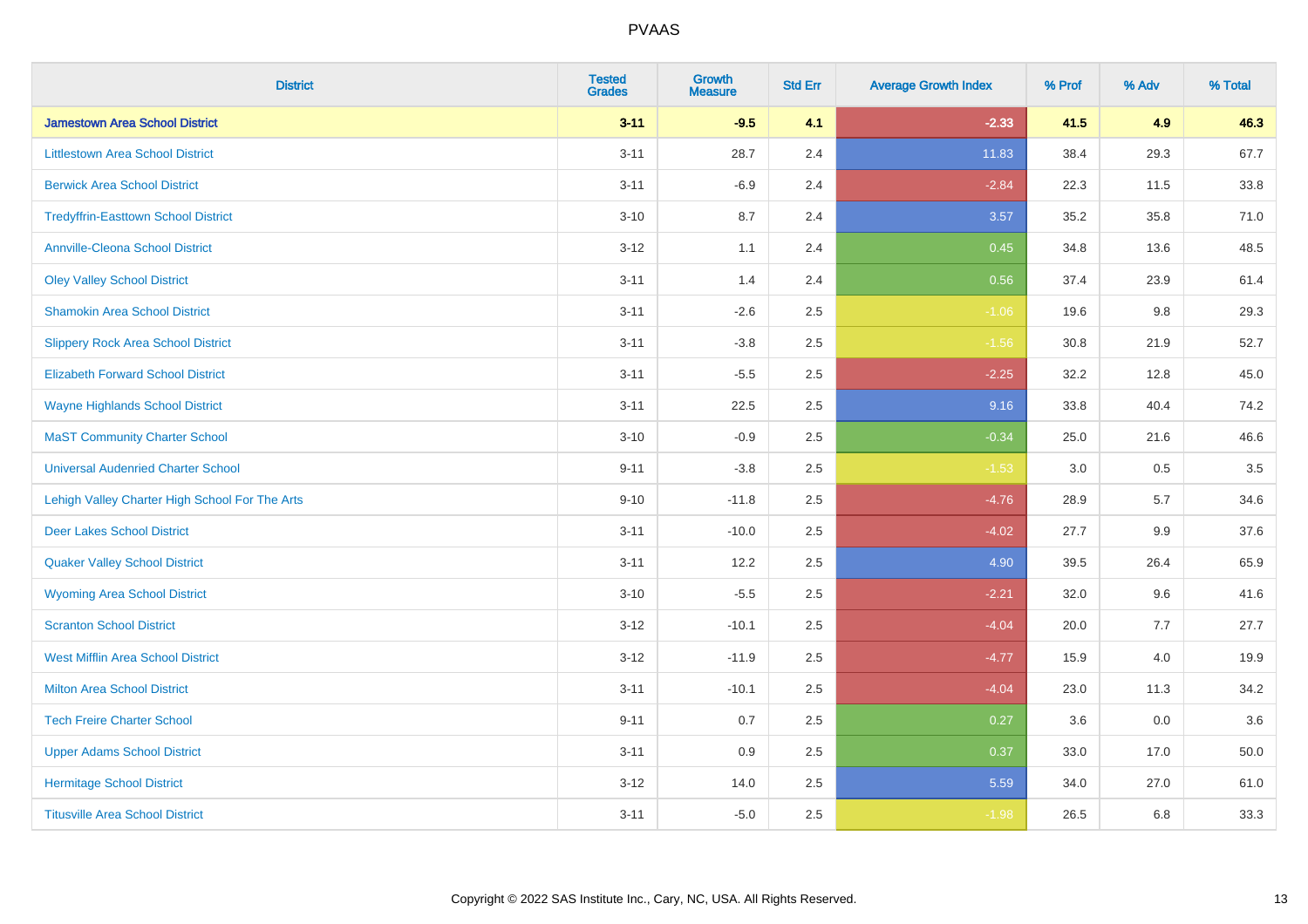# PVAAS

| District | Tested Grades | Growth Measure | Std Err | Average Growth Index | % Prof | % Adv | % Total |
|---|---|---|---|---|---|---|---|
| **Jamestown Area School District** | **3-11** | **-9.5** | **4.1** | **-2.33** | **41.5** | **4.9** | **46.3** |
| Littlestown Area School District | 3-11 | 28.7 | 2.4 | 11.83 | 38.4 | 29.3 | 67.7 |
| Berwick Area School District | 3-11 | -6.9 | 2.4 | -2.84 | 22.3 | 11.5 | 33.8 |
| Tredyffrin-Easttown School District | 3-10 | 8.7 | 2.4 | 3.57 | 35.2 | 35.8 | 71.0 |
| Annville-Cleona School District | 3-12 | 1.1 | 2.4 | 0.45 | 34.8 | 13.6 | 48.5 |
| Oley Valley School District | 3-11 | 1.4 | 2.4 | 0.56 | 37.4 | 23.9 | 61.4 |
| Shamokin Area School District | 3-11 | -2.6 | 2.5 | -1.06 | 19.6 | 9.8 | 29.3 |
| Slippery Rock Area School District | 3-11 | -3.8 | 2.5 | -1.56 | 30.8 | 21.9 | 52.7 |
| Elizabeth Forward School District | 3-11 | -5.5 | 2.5 | -2.25 | 32.2 | 12.8 | 45.0 |
| Wayne Highlands School District | 3-11 | 22.5 | 2.5 | 9.16 | 33.8 | 40.4 | 74.2 |
| MaST Community Charter School | 3-10 | -0.9 | 2.5 | -0.34 | 25.0 | 21.6 | 46.6 |
| Universal Audenried Charter School | 9-11 | -3.8 | 2.5 | -1.53 | 3.0 | 0.5 | 3.5 |
| Lehigh Valley Charter High School For The Arts | 9-10 | -11.8 | 2.5 | -4.76 | 28.9 | 5.7 | 34.6 |
| Deer Lakes School District | 3-11 | -10.0 | 2.5 | -4.02 | 27.7 | 9.9 | 37.6 |
| Quaker Valley School District | 3-11 | 12.2 | 2.5 | 4.90 | 39.5 | 26.4 | 65.9 |
| Wyoming Area School District | 3-10 | -5.5 | 2.5 | -2.21 | 32.0 | 9.6 | 41.6 |
| Scranton School District | 3-12 | -10.1 | 2.5 | -4.04 | 20.0 | 7.7 | 27.7 |
| West Mifflin Area School District | 3-12 | -11.9 | 2.5 | -4.77 | 15.9 | 4.0 | 19.9 |
| Milton Area School District | 3-11 | -10.1 | 2.5 | -4.04 | 23.0 | 11.3 | 34.2 |
| Tech Freire Charter School | 9-11 | 0.7 | 2.5 | 0.27 | 3.6 | 0.0 | 3.6 |
| Upper Adams School District | 3-11 | 0.9 | 2.5 | 0.37 | 33.0 | 17.0 | 50.0 |
| Hermitage School District | 3-12 | 14.0 | 2.5 | 5.59 | 34.0 | 27.0 | 61.0 |
| Titusville Area School District | 3-11 | -5.0 | 2.5 | -1.98 | 26.5 | 6.8 | 33.3 |

Copyright © 2022 SAS Institute Inc., Cary, NC, USA. All Rights Reserved.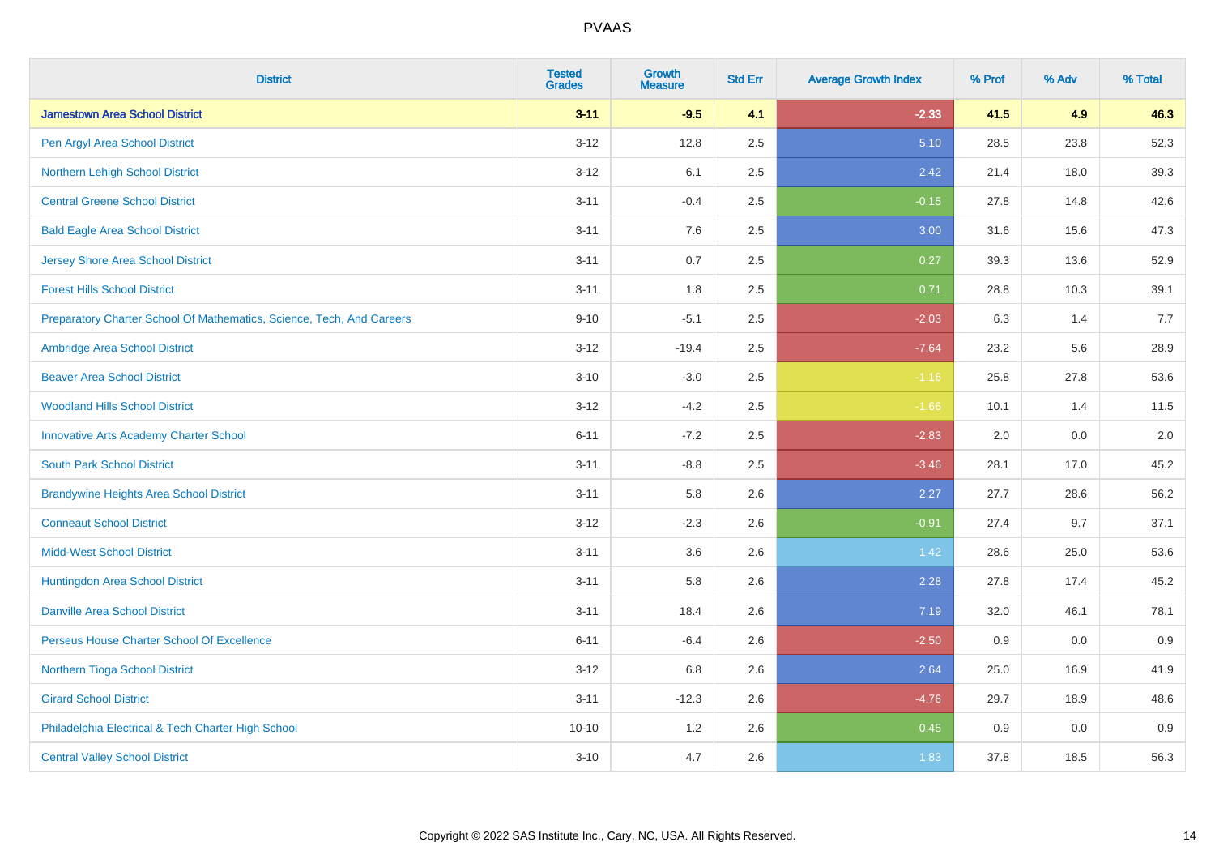# PVAAS

| District | Tested Grades | Growth Measure | Std Err | Average Growth Index | % Prof | % Adv | % Total |
|---|---|---|---|---|---|---|---|
| **Jamestown Area School District** | **3-11** | **-9.5** | **4.1** | **-2.33** | **41.5** | **4.9** | **46.3** |
| Pen Argyl Area School District | 3-12 | 12.8 | 2.5 | 5.10 | 28.5 | 23.8 | 52.3 |
| Northern Lehigh School District | 3-12 | 6.1 | 2.5 | 2.42 | 21.4 | 18.0 | 39.3 |
| Central Greene School District | 3-11 | -0.4 | 2.5 | -0.15 | 27.8 | 14.8 | 42.6 |
| Bald Eagle Area School District | 3-11 | 7.6 | 2.5 | 3.00 | 31.6 | 15.6 | 47.3 |
| Jersey Shore Area School District | 3-11 | 0.7 | 2.5 | 0.27 | 39.3 | 13.6 | 52.9 |
| Forest Hills School District | 3-11 | 1.8 | 2.5 | 0.71 | 28.8 | 10.3 | 39.1 |
| Preparatory Charter School Of Mathematics, Science, Tech, And Careers | 9-10 | -5.1 | 2.5 | -2.03 | 6.3 | 1.4 | 7.7 |
| Ambridge Area School District | 3-12 | -19.4 | 2.5 | -7.64 | 23.2 | 5.6 | 28.9 |
| Beaver Area School District | 3-10 | -3.0 | 2.5 | -1.16 | 25.8 | 27.8 | 53.6 |
| Woodland Hills School District | 3-12 | -4.2 | 2.5 | -1.66 | 10.1 | 1.4 | 11.5 |
| Innovative Arts Academy Charter School | 6-11 | -7.2 | 2.5 | -2.83 | 2.0 | 0.0 | 2.0 |
| South Park School District | 3-11 | -8.8 | 2.5 | -3.46 | 28.1 | 17.0 | 45.2 |
| Brandywine Heights Area School District | 3-11 | 5.8 | 2.6 | 2.27 | 27.7 | 28.6 | 56.2 |
| Conneaut School District | 3-12 | -2.3 | 2.6 | -0.91 | 27.4 | 9.7 | 37.1 |
| Midd-West School District | 3-11 | 3.6 | 2.6 | 1.42 | 28.6 | 25.0 | 53.6 |
| Huntingdon Area School District | 3-11 | 5.8 | 2.6 | 2.28 | 27.8 | 17.4 | 45.2 |
| Danville Area School District | 3-11 | 18.4 | 2.6 | 7.19 | 32.0 | 46.1 | 78.1 |
| Perseus House Charter School Of Excellence | 6-11 | -6.4 | 2.6 | -2.50 | 0.9 | 0.0 | 0.9 |
| Northern Tioga School District | 3-12 | 6.8 | 2.6 | 2.64 | 25.0 | 16.9 | 41.9 |
| Girard School District | 3-11 | -12.3 | 2.6 | -4.76 | 29.7 | 18.9 | 48.6 |
| Philadelphia Electrical & Tech Charter High School | 10-10 | 1.2 | 2.6 | 0.45 | 0.9 | 0.0 | 0.9 |
| Central Valley School District | 3-10 | 4.7 | 2.6 | 1.83 | 37.8 | 18.5 | 56.3 |

Copyright © 2022 SAS Institute Inc., Cary, NC, USA. All Rights Reserved.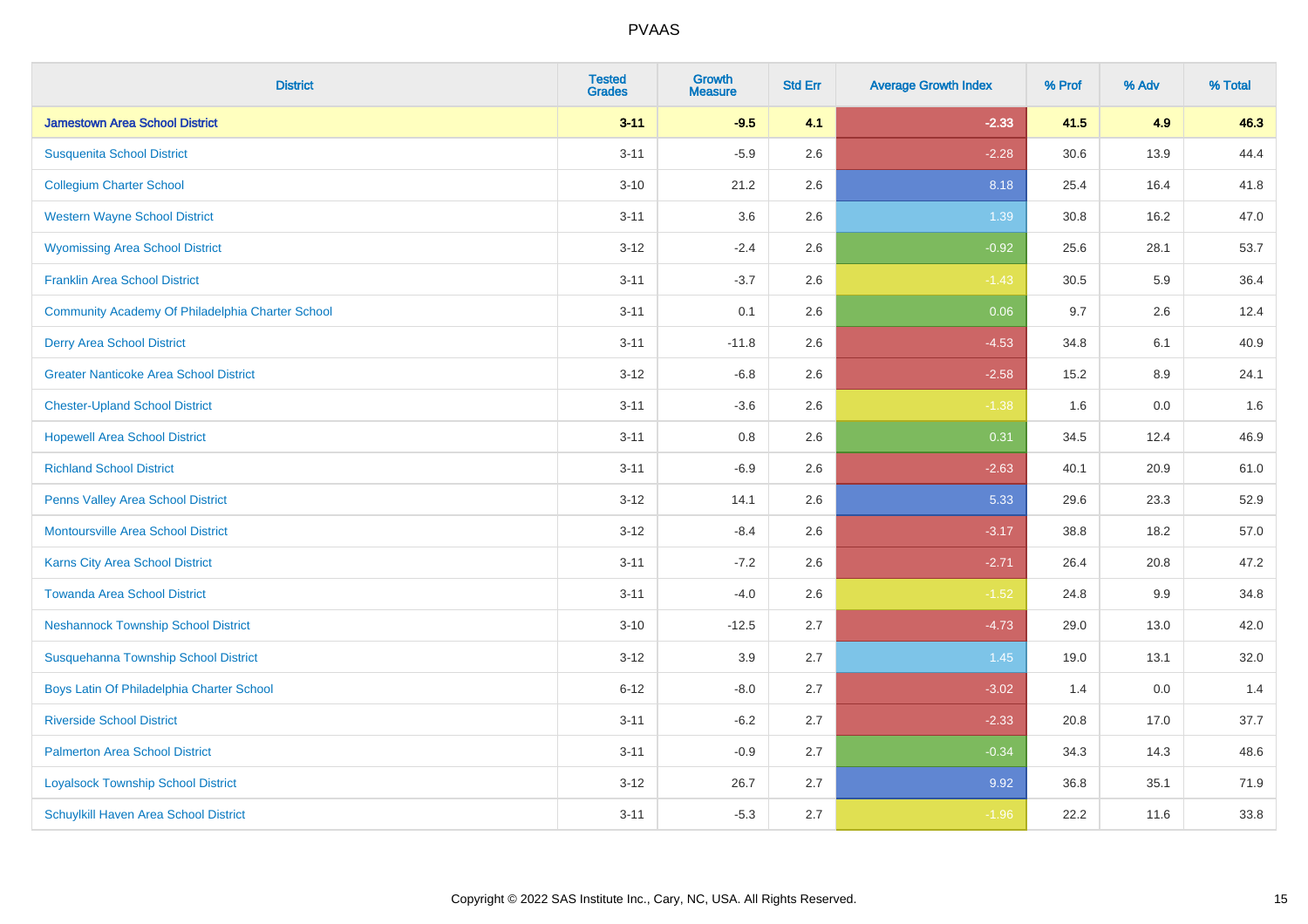# PVAAS

| District | Tested Grades | Growth Measure | Std Err | Average Growth Index | % Prof | % Adv | % Total |
|---|---|---|---|---|---|---|---|
| **Jamestown Area School District** | **3-11** | **-9.5** | **4.1** | **-2.33** | **41.5** | **4.9** | **46.3** |
| Susquenita School District | 3-11 | -5.9 | 2.6 | -2.28 | 30.6 | 13.9 | 44.4 |
| Collegium Charter School | 3-10 | 21.2 | 2.6 | 8.18 | 25.4 | 16.4 | 41.8 |
| Western Wayne School District | 3-11 | 3.6 | 2.6 | 1.39 | 30.8 | 16.2 | 47.0 |
| Wyomissing Area School District | 3-12 | -2.4 | 2.6 | -0.92 | 25.6 | 28.1 | 53.7 |
| Franklin Area School District | 3-11 | -3.7 | 2.6 | -1.43 | 30.5 | 5.9 | 36.4 |
| Community Academy Of Philadelphia Charter School | 3-11 | 0.1 | 2.6 | 0.06 | 9.7 | 2.6 | 12.4 |
| Derry Area School District | 3-11 | -11.8 | 2.6 | -4.53 | 34.8 | 6.1 | 40.9 |
| Greater Nanticoke Area School District | 3-12 | -6.8 | 2.6 | -2.58 | 15.2 | 8.9 | 24.1 |
| Chester-Upland School District | 3-11 | -3.6 | 2.6 | -1.38 | 1.6 | 0.0 | 1.6 |
| Hopewell Area School District | 3-11 | 0.8 | 2.6 | 0.31 | 34.5 | 12.4 | 46.9 |
| Richland School District | 3-11 | -6.9 | 2.6 | -2.63 | 40.1 | 20.9 | 61.0 |
| Penns Valley Area School District | 3-12 | 14.1 | 2.6 | 5.33 | 29.6 | 23.3 | 52.9 |
| Montoursville Area School District | 3-12 | -8.4 | 2.6 | -3.17 | 38.8 | 18.2 | 57.0 |
| Karns City Area School District | 3-11 | -7.2 | 2.6 | -2.71 | 26.4 | 20.8 | 47.2 |
| Towanda Area School District | 3-11 | -4.0 | 2.6 | -1.52 | 24.8 | 9.9 | 34.8 |
| Neshannock Township School District | 3-10 | -12.5 | 2.7 | -4.73 | 29.0 | 13.0 | 42.0 |
| Susquehanna Township School District | 3-12 | 3.9 | 2.7 | 1.45 | 19.0 | 13.1 | 32.0 |
| Boys Latin Of Philadelphia Charter School | 6-12 | -8.0 | 2.7 | -3.02 | 1.4 | 0.0 | 1.4 |
| Riverside School District | 3-11 | -6.2 | 2.7 | -2.33 | 20.8 | 17.0 | 37.7 |
| Palmerton Area School District | 3-11 | -0.9 | 2.7 | -0.34 | 34.3 | 14.3 | 48.6 |
| Loyalsock Township School District | 3-12 | 26.7 | 2.7 | 9.92 | 36.8 | 35.1 | 71.9 |
| Schuylkill Haven Area School District | 3-11 | -5.3 | 2.7 | -1.96 | 22.2 | 11.6 | 33.8 |

Copyright © 2022 SAS Institute Inc., Cary, NC, USA. All Rights Reserved.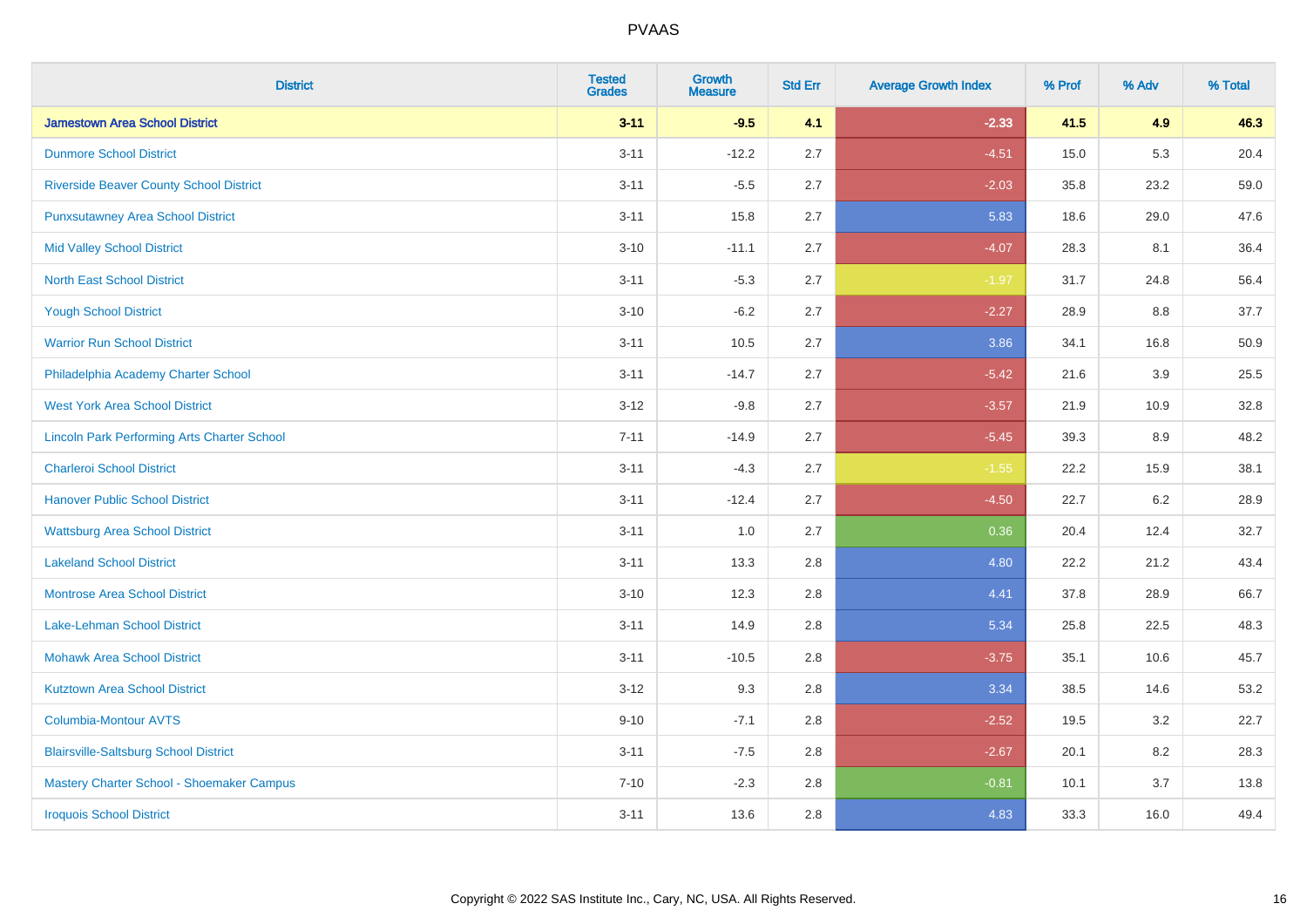| District | Tested Grades | Growth Measure | Std Err | Average Growth Index | % Prof | % Adv | % Total |
|---|---|---|---|---|---|---|---|
| **Jamestown Area School District** | **3-11** | **-9.5** | **4.1** | **-2.33** | **41.5** | **4.9** | **46.3** |
| Dunmore School District | 3-11 | -12.2 | 2.7 | -4.51 | 15.0 | 5.3 | 20.4 |
| Riverside Beaver County School District | 3-11 | -5.5 | 2.7 | -2.03 | 35.8 | 23.2 | 59.0 |
| Punxsutawney Area School District | 3-11 | 15.8 | 2.7 | 5.83 | 18.6 | 29.0 | 47.6 |
| Mid Valley School District | 3-10 | -11.1 | 2.7 | -4.07 | 28.3 | 8.1 | 36.4 |
| North East School District | 3-11 | -5.3 | 2.7 | -1.97 | 31.7 | 24.8 | 56.4 |
| Yough School District | 3-10 | -6.2 | 2.7 | -2.27 | 28.9 | 8.8 | 37.7 |
| Warrior Run School District | 3-11 | 10.5 | 2.7 | 3.86 | 34.1 | 16.8 | 50.9 |
| Philadelphia Academy Charter School | 3-11 | -14.7 | 2.7 | -5.42 | 21.6 | 3.9 | 25.5 |
| West York Area School District | 3-12 | -9.8 | 2.7 | -3.57 | 21.9 | 10.9 | 32.8 |
| Lincoln Park Performing Arts Charter School | 7-11 | -14.9 | 2.7 | -5.45 | 39.3 | 8.9 | 48.2 |
| Charleroi School District | 3-11 | -4.3 | 2.7 | -1.55 | 22.2 | 15.9 | 38.1 |
| Hanover Public School District | 3-11 | -12.4 | 2.7 | -4.50 | 22.7 | 6.2 | 28.9 |
| Wattsburg Area School District | 3-11 | 1.0 | 2.7 | 0.36 | 20.4 | 12.4 | 32.7 |
| Lakeland School District | 3-11 | 13.3 | 2.8 | 4.80 | 22.2 | 21.2 | 43.4 |
| Montrose Area School District | 3-10 | 12.3 | 2.8 | 4.41 | 37.8 | 28.9 | 66.7 |
| Lake-Lehman School District | 3-11 | 14.9 | 2.8 | 5.34 | 25.8 | 22.5 | 48.3 |
| Mohawk Area School District | 3-11 | -10.5 | 2.8 | -3.75 | 35.1 | 10.6 | 45.7 |
| Kutztown Area School District | 3-12 | 9.3 | 2.8 | 3.34 | 38.5 | 14.6 | 53.2 |
| Columbia-Montour AVTS | 9-10 | -7.1 | 2.8 | -2.52 | 19.5 | 3.2 | 22.7 |
| Blairsville-Saltsburg School District | 3-11 | -7.5 | 2.8 | -2.67 | 20.1 | 8.2 | 28.3 |
| Mastery Charter School - Shoemaker Campus | 7-10 | -2.3 | 2.8 | -0.81 | 10.1 | 3.7 | 13.8 |
| Iroquois School District | 3-11 | 13.6 | 2.8 | 4.83 | 33.3 | 16.0 | 49.4 |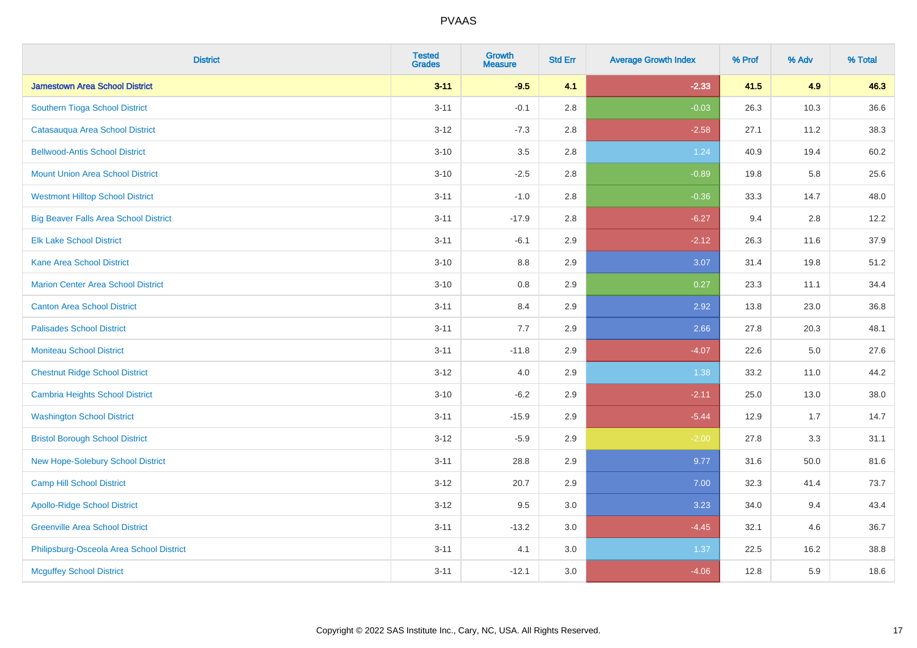# PVAAS

| District | Tested Grades | Growth Measure | Std Err | Average Growth Index | % Prof | % Adv | % Total |
|---|---|---|---|---|---|---|---|
| **Jamestown Area School District** | **3-11** | **-9.5** | **4.1** | **-2.33** | **41.5** | **4.9** | **46.3** |
| Southern Tioga School District | 3-11 | -0.1 | 2.8 | -0.03 | 26.3 | 10.3 | 36.6 |
| Catasauqua Area School District | 3-12 | -7.3 | 2.8 | -2.58 | 27.1 | 11.2 | 38.3 |
| Bellwood-Antis School District | 3-10 | 3.5 | 2.8 | 1.24 | 40.9 | 19.4 | 60.2 |
| Mount Union Area School District | 3-10 | -2.5 | 2.8 | -0.89 | 19.8 | 5.8 | 25.6 |
| Westmont Hilltop School District | 3-11 | -1.0 | 2.8 | -0.36 | 33.3 | 14.7 | 48.0 |
| Big Beaver Falls Area School District | 3-11 | -17.9 | 2.8 | -6.27 | 9.4 | 2.8 | 12.2 |
| Elk Lake School District | 3-11 | -6.1 | 2.9 | -2.12 | 26.3 | 11.6 | 37.9 |
| Kane Area School District | 3-10 | 8.8 | 2.9 | 3.07 | 31.4 | 19.8 | 51.2 |
| Marion Center Area School District | 3-10 | 0.8 | 2.9 | 0.27 | 23.3 | 11.1 | 34.4 |
| Canton Area School District | 3-11 | 8.4 | 2.9 | 2.92 | 13.8 | 23.0 | 36.8 |
| Palisades School District | 3-11 | 7.7 | 2.9 | 2.66 | 27.8 | 20.3 | 48.1 |
| Moniteau School District | 3-11 | -11.8 | 2.9 | -4.07 | 22.6 | 5.0 | 27.6 |
| Chestnut Ridge School District | 3-12 | 4.0 | 2.9 | 1.38 | 33.2 | 11.0 | 44.2 |
| Cambria Heights School District | 3-10 | -6.2 | 2.9 | -2.11 | 25.0 | 13.0 | 38.0 |
| Washington School District | 3-11 | -15.9 | 2.9 | -5.44 | 12.9 | 1.7 | 14.7 |
| Bristol Borough School District | 3-12 | -5.9 | 2.9 | -2.00 | 27.8 | 3.3 | 31.1 |
| New Hope-Solebury School District | 3-11 | 28.8 | 2.9 | 9.77 | 31.6 | 50.0 | 81.6 |
| Camp Hill School District | 3-12 | 20.7 | 2.9 | 7.00 | 32.3 | 41.4 | 73.7 |
| Apollo-Ridge School District | 3-12 | 9.5 | 3.0 | 3.23 | 34.0 | 9.4 | 43.4 |
| Greenville Area School District | 3-11 | -13.2 | 3.0 | -4.45 | 32.1 | 4.6 | 36.7 |
| Philipsburg-Osceola Area School District | 3-11 | 4.1 | 3.0 | 1.37 | 22.5 | 16.2 | 38.8 |
| Mcguffey School District | 3-11 | -12.1 | 3.0 | -4.06 | 12.8 | 5.9 | 18.6 |

Copyright © 2022 SAS Institute Inc., Cary, NC, USA. All Rights Reserved.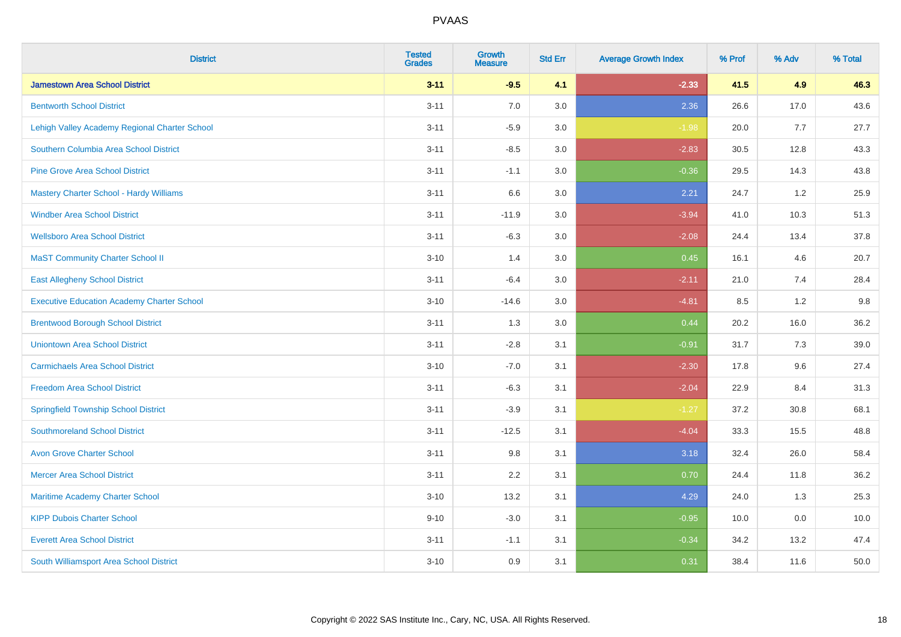| District | Tested Grades | Growth Measure | Std Err | Average Growth Index | % Prof | % Adv | % Total |
|---|---|---|---|---|---|---|---|
| **Jamestown Area School District** | **3-11** | **-9.5** | **4.1** | **-2.33** | **41.5** | **4.9** | **46.3** |
| Bentworth School District | 3-11 | 7.0 | 3.0 | 2.36 | 26.6 | 17.0 | 43.6 |
| Lehigh Valley Academy Regional Charter School | 3-11 | -5.9 | 3.0 | -1.98 | 20.0 | 7.7 | 27.7 |
| Southern Columbia Area School District | 3-11 | -8.5 | 3.0 | -2.83 | 30.5 | 12.8 | 43.3 |
| Pine Grove Area School District | 3-11 | -1.1 | 3.0 | -0.36 | 29.5 | 14.3 | 43.8 |
| Mastery Charter School - Hardy Williams | 3-11 | 6.6 | 3.0 | 2.21 | 24.7 | 1.2 | 25.9 |
| Windber Area School District | 3-11 | -11.9 | 3.0 | -3.94 | 41.0 | 10.3 | 51.3 |
| Wellsboro Area School District | 3-11 | -6.3 | 3.0 | -2.08 | 24.4 | 13.4 | 37.8 |
| MaST Community Charter School II | 3-10 | 1.4 | 3.0 | 0.45 | 16.1 | 4.6 | 20.7 |
| East Allegheny School District | 3-11 | -6.4 | 3.0 | -2.11 | 21.0 | 7.4 | 28.4 |
| Executive Education Academy Charter School | 3-10 | -14.6 | 3.0 | -4.81 | 8.5 | 1.2 | 9.8 |
| Brentwood Borough School District | 3-11 | 1.3 | 3.0 | 0.44 | 20.2 | 16.0 | 36.2 |
| Uniontown Area School District | 3-11 | -2.8 | 3.1 | -0.91 | 31.7 | 7.3 | 39.0 |
| Carmichaels Area School District | 3-10 | -7.0 | 3.1 | -2.30 | 17.8 | 9.6 | 27.4 |
| Freedom Area School District | 3-11 | -6.3 | 3.1 | -2.04 | 22.9 | 8.4 | 31.3 |
| Springfield Township School District | 3-11 | -3.9 | 3.1 | -1.27 | 37.2 | 30.8 | 68.1 |
| Southmoreland School District | 3-11 | -12.5 | 3.1 | -4.04 | 33.3 | 15.5 | 48.8 |
| Avon Grove Charter School | 3-11 | 9.8 | 3.1 | 3.18 | 32.4 | 26.0 | 58.4 |
| Mercer Area School District | 3-11 | 2.2 | 3.1 | 0.70 | 24.4 | 11.8 | 36.2 |
| Maritime Academy Charter School | 3-10 | 13.2 | 3.1 | 4.29 | 24.0 | 1.3 | 25.3 |
| KIPP Dubois Charter School | 9-10 | -3.0 | 3.1 | -0.95 | 10.0 | 0.0 | 10.0 |
| Everett Area School District | 3-11 | -1.1 | 3.1 | -0.34 | 34.2 | 13.2 | 47.4 |
| South Williamsport Area School District | 3-10 | 0.9 | 3.1 | 0.31 | 38.4 | 11.6 | 50.0 |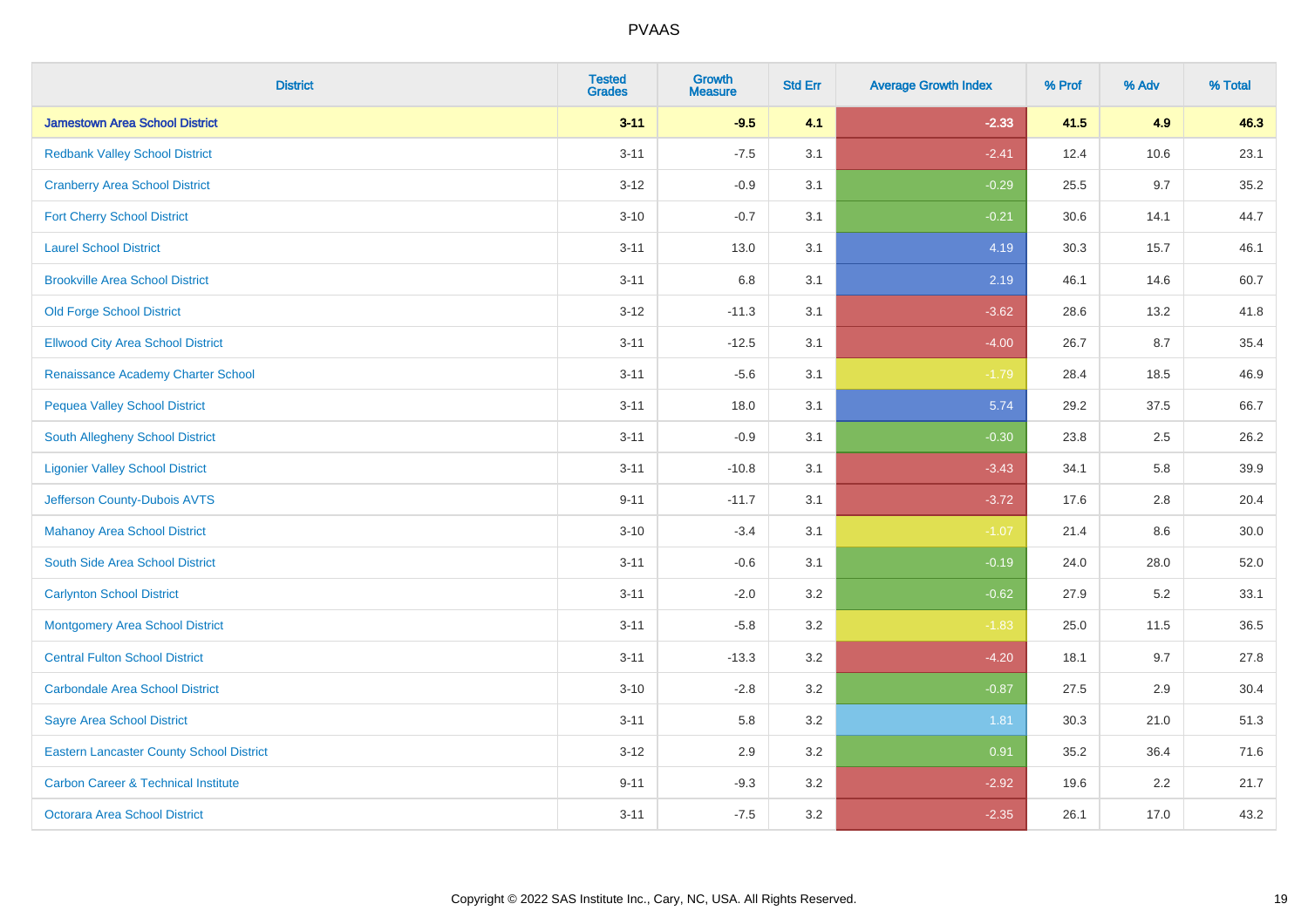# PVAAS

| District | Tested Grades | Growth Measure | Std Err | Average Growth Index | % Prof | % Adv | % Total |
|---|---|---|---|---|---|---|---|
| **Jamestown Area School District** | **3-11** | **-9.5** | **4.1** | **-2.33** | **41.5** | **4.9** | **46.3** |
| Redbank Valley School District | 3-11 | -7.5 | 3.1 | -2.41 | 12.4 | 10.6 | 23.1 |
| Cranberry Area School District | 3-12 | -0.9 | 3.1 | -0.29 | 25.5 | 9.7 | 35.2 |
| Fort Cherry School District | 3-10 | -0.7 | 3.1 | -0.21 | 30.6 | 14.1 | 44.7 |
| Laurel School District | 3-11 | 13.0 | 3.1 | 4.19 | 30.3 | 15.7 | 46.1 |
| Brookville Area School District | 3-11 | 6.8 | 3.1 | 2.19 | 46.1 | 14.6 | 60.7 |
| Old Forge School District | 3-12 | -11.3 | 3.1 | -3.62 | 28.6 | 13.2 | 41.8 |
| Ellwood City Area School District | 3-11 | -12.5 | 3.1 | -4.00 | 26.7 | 8.7 | 35.4 |
| Renaissance Academy Charter School | 3-11 | -5.6 | 3.1 | -1.79 | 28.4 | 18.5 | 46.9 |
| Pequea Valley School District | 3-11 | 18.0 | 3.1 | 5.74 | 29.2 | 37.5 | 66.7 |
| South Allegheny School District | 3-11 | -0.9 | 3.1 | -0.30 | 23.8 | 2.5 | 26.2 |
| Ligonier Valley School District | 3-11 | -10.8 | 3.1 | -3.43 | 34.1 | 5.8 | 39.9 |
| Jefferson County-Dubois AVTS | 9-11 | -11.7 | 3.1 | -3.72 | 17.6 | 2.8 | 20.4 |
| Mahanoy Area School District | 3-10 | -3.4 | 3.1 | -1.07 | 21.4 | 8.6 | 30.0 |
| South Side Area School District | 3-11 | -0.6 | 3.1 | -0.19 | 24.0 | 28.0 | 52.0 |
| Carlynton School District | 3-11 | -2.0 | 3.2 | -0.62 | 27.9 | 5.2 | 33.1 |
| Montgomery Area School District | 3-11 | -5.8 | 3.2 | -1.83 | 25.0 | 11.5 | 36.5 |
| Central Fulton School District | 3-11 | -13.3 | 3.2 | -4.20 | 18.1 | 9.7 | 27.8 |
| Carbondale Area School District | 3-10 | -2.8 | 3.2 | -0.87 | 27.5 | 2.9 | 30.4 |
| Sayre Area School District | 3-11 | 5.8 | 3.2 | 1.81 | 30.3 | 21.0 | 51.3 |
| Eastern Lancaster County School District | 3-12 | 2.9 | 3.2 | 0.91 | 35.2 | 36.4 | 71.6 |
| Carbon Career & Technical Institute | 9-11 | -9.3 | 3.2 | -2.92 | 19.6 | 2.2 | 21.7 |
| Octorara Area School District | 3-11 | -7.5 | 3.2 | -2.35 | 26.1 | 17.0 | 43.2 |

Copyright © 2022 SAS Institute Inc., Cary, NC, USA. All Rights Reserved.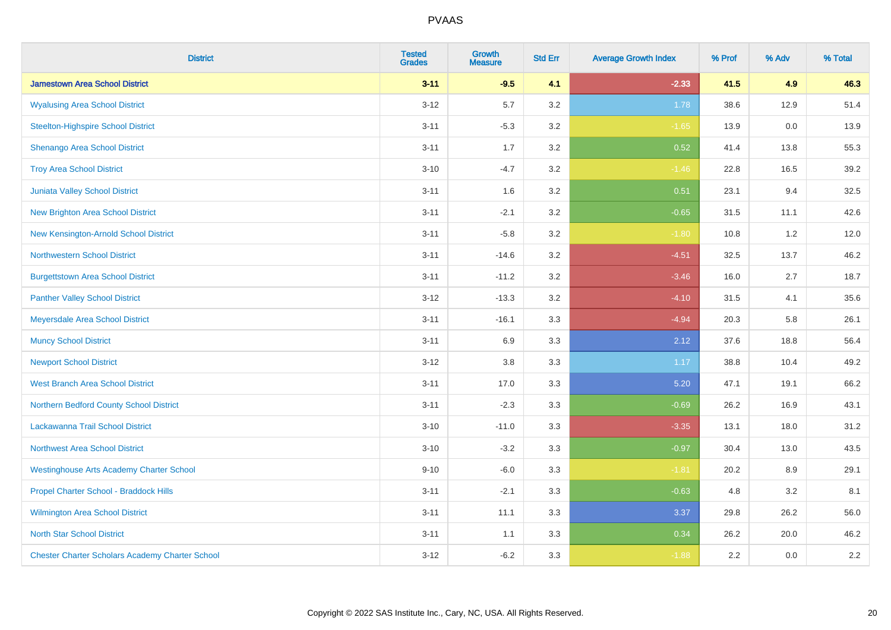# PVAAS

| District | Tested Grades | Growth Measure | Std Err | Average Growth Index | % Prof | % Adv | % Total |
|---|---|---|---|---|---|---|---|
| **Jamestown Area School District** | **3-11** | **-9.5** | **4.1** | **-2.33** | **41.5** | **4.9** | **46.3** |
| Wyalusing Area School District | 3-12 | 5.7 | 3.2 | 1.78 | 38.6 | 12.9 | 51.4 |
| Steelton-Highspire School District | 3-11 | -5.3 | 3.2 | -1.65 | 13.9 | 0.0 | 13.9 |
| Shenango Area School District | 3-11 | 1.7 | 3.2 | 0.52 | 41.4 | 13.8 | 55.3 |
| Troy Area School District | 3-10 | -4.7 | 3.2 | -1.46 | 22.8 | 16.5 | 39.2 |
| Juniata Valley School District | 3-11 | 1.6 | 3.2 | 0.51 | 23.1 | 9.4 | 32.5 |
| New Brighton Area School District | 3-11 | -2.1 | 3.2 | -0.65 | 31.5 | 11.1 | 42.6 |
| New Kensington-Arnold School District | 3-11 | -5.8 | 3.2 | -1.80 | 10.8 | 1.2 | 12.0 |
| Northwestern School District | 3-11 | -14.6 | 3.2 | -4.51 | 32.5 | 13.7 | 46.2 |
| Burgettstown Area School District | 3-11 | -11.2 | 3.2 | -3.46 | 16.0 | 2.7 | 18.7 |
| Panther Valley School District | 3-12 | -13.3 | 3.2 | -4.10 | 31.5 | 4.1 | 35.6 |
| Meyersdale Area School District | 3-11 | -16.1 | 3.3 | -4.94 | 20.3 | 5.8 | 26.1 |
| Muncy School District | 3-11 | 6.9 | 3.3 | 2.12 | 37.6 | 18.8 | 56.4 |
| Newport School District | 3-12 | 3.8 | 3.3 | 1.17 | 38.8 | 10.4 | 49.2 |
| West Branch Area School District | 3-11 | 17.0 | 3.3 | 5.20 | 47.1 | 19.1 | 66.2 |
| Northern Bedford County School District | 3-11 | -2.3 | 3.3 | -0.69 | 26.2 | 16.9 | 43.1 |
| Lackawanna Trail School District | 3-10 | -11.0 | 3.3 | -3.35 | 13.1 | 18.0 | 31.2 |
| Northwest Area School District | 3-10 | -3.2 | 3.3 | -0.97 | 30.4 | 13.0 | 43.5 |
| Westinghouse Arts Academy Charter School | 9-10 | -6.0 | 3.3 | -1.81 | 20.2 | 8.9 | 29.1 |
| Propel Charter School - Braddock Hills | 3-11 | -2.1 | 3.3 | -0.63 | 4.8 | 3.2 | 8.1 |
| Wilmington Area School District | 3-11 | 11.1 | 3.3 | 3.37 | 29.8 | 26.2 | 56.0 |
| North Star School District | 3-11 | 1.1 | 3.3 | 0.34 | 26.2 | 20.0 | 46.2 |
| Chester Charter Scholars Academy Charter School | 3-12 | -6.2 | 3.3 | -1.88 | 2.2 | 0.0 | 2.2 |

Copyright © 2022 SAS Institute Inc., Cary, NC, USA. All Rights Reserved.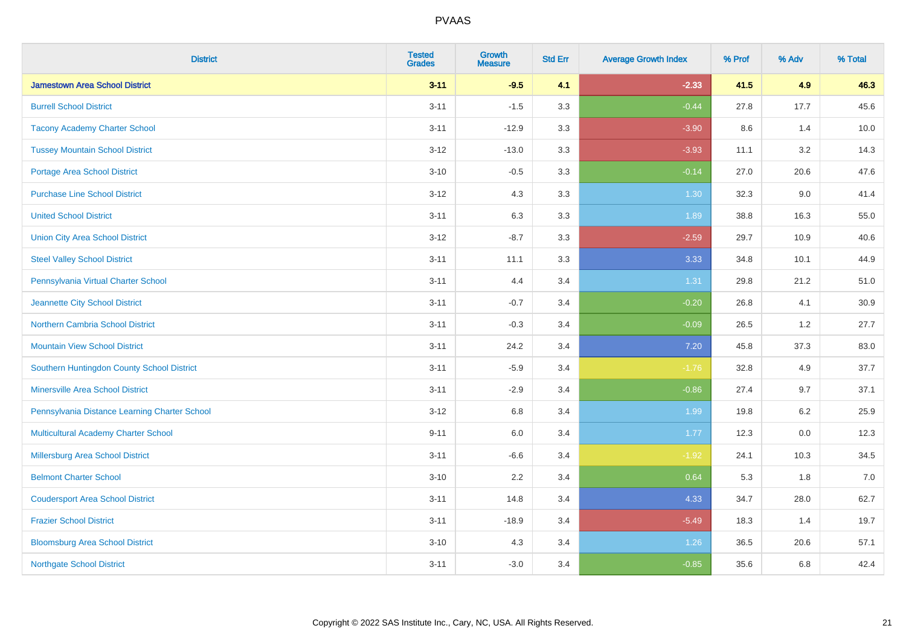| District | Tested Grades | Growth Measure | Std Err | Average Growth Index | % Prof | % Adv | % Total |
|---|---|---|---|---|---|---|---|
| **Jamestown Area School District** | **3-11** | **-9.5** | **4.1** | **-2.33** | **41.5** | **4.9** | **46.3** |
| Burrell School District | 3-11 | -1.5 | 3.3 | -0.44 | 27.8 | 17.7 | 45.6 |
| Tacony Academy Charter School | 3-11 | -12.9 | 3.3 | -3.90 | 8.6 | 1.4 | 10.0 |
| Tussey Mountain School District | 3-12 | -13.0 | 3.3 | -3.93 | 11.1 | 3.2 | 14.3 |
| Portage Area School District | 3-10 | -0.5 | 3.3 | -0.14 | 27.0 | 20.6 | 47.6 |
| Purchase Line School District | 3-12 | 4.3 | 3.3 | 1.30 | 32.3 | 9.0 | 41.4 |
| United School District | 3-11 | 6.3 | 3.3 | 1.89 | 38.8 | 16.3 | 55.0 |
| Union City Area School District | 3-12 | -8.7 | 3.3 | -2.59 | 29.7 | 10.9 | 40.6 |
| Steel Valley School District | 3-11 | 11.1 | 3.3 | 3.33 | 34.8 | 10.1 | 44.9 |
| Pennsylvania Virtual Charter School | 3-11 | 4.4 | 3.4 | 1.31 | 29.8 | 21.2 | 51.0 |
| Jeannette City School District | 3-11 | -0.7 | 3.4 | -0.20 | 26.8 | 4.1 | 30.9 |
| Northern Cambria School District | 3-11 | -0.3 | 3.4 | -0.09 | 26.5 | 1.2 | 27.7 |
| Mountain View School District | 3-11 | 24.2 | 3.4 | 7.20 | 45.8 | 37.3 | 83.0 |
| Southern Huntingdon County School District | 3-11 | -5.9 | 3.4 | -1.76 | 32.8 | 4.9 | 37.7 |
| Minersville Area School District | 3-11 | -2.9 | 3.4 | -0.86 | 27.4 | 9.7 | 37.1 |
| Pennsylvania Distance Learning Charter School | 3-12 | 6.8 | 3.4 | 1.99 | 19.8 | 6.2 | 25.9 |
| Multicultural Academy Charter School | 9-11 | 6.0 | 3.4 | 1.77 | 12.3 | 0.0 | 12.3 |
| Millersburg Area School District | 3-11 | -6.6 | 3.4 | -1.92 | 24.1 | 10.3 | 34.5 |
| Belmont Charter School | 3-10 | 2.2 | 3.4 | 0.64 | 5.3 | 1.8 | 7.0 |
| Coudersport Area School District | 3-11 | 14.8 | 3.4 | 4.33 | 34.7 | 28.0 | 62.7 |
| Frazier School District | 3-11 | -18.9 | 3.4 | -5.49 | 18.3 | 1.4 | 19.7 |
| Bloomsburg Area School District | 3-10 | 4.3 | 3.4 | 1.26 | 36.5 | 20.6 | 57.1 |
| Northgate School District | 3-11 | -3.0 | 3.4 | -0.85 | 35.6 | 6.8 | 42.4 |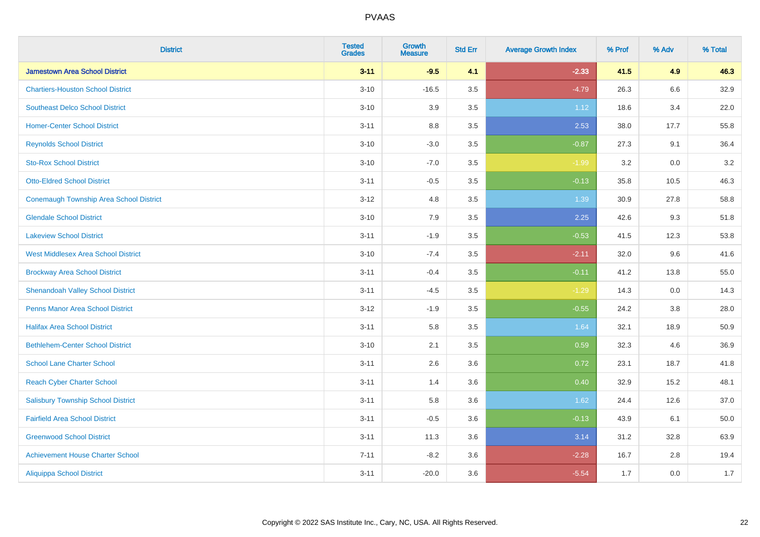PVAAS

| District | Tested Grades | Growth Measure | Std Err | Average Growth Index | % Prof | % Adv | % Total |
|---|---|---|---|---|---|---|---|
| **Jamestown Area School District** | **3-11** | **-9.5** | **4.1** | **-2.33** | **41.5** | **4.9** | **46.3** |
| Chartiers-Houston School District | 3-10 | -16.5 | 3.5 | -4.79 | 26.3 | 6.6 | 32.9 |
| Southeast Delco School District | 3-10 | 3.9 | 3.5 | 1.12 | 18.6 | 3.4 | 22.0 |
| Homer-Center School District | 3-11 | 8.8 | 3.5 | 2.53 | 38.0 | 17.7 | 55.8 |
| Reynolds School District | 3-10 | -3.0 | 3.5 | -0.87 | 27.3 | 9.1 | 36.4 |
| Sto-Rox School District | 3-10 | -7.0 | 3.5 | -1.99 | 3.2 | 0.0 | 3.2 |
| Otto-Eldred School District | 3-11 | -0.5 | 3.5 | -0.13 | 35.8 | 10.5 | 46.3 |
| Conemaugh Township Area School District | 3-12 | 4.8 | 3.5 | 1.39 | 30.9 | 27.8 | 58.8 |
| Glendale School District | 3-10 | 7.9 | 3.5 | 2.25 | 42.6 | 9.3 | 51.8 |
| Lakeview School District | 3-11 | -1.9 | 3.5 | -0.53 | 41.5 | 12.3 | 53.8 |
| West Middlesex Area School District | 3-10 | -7.4 | 3.5 | -2.11 | 32.0 | 9.6 | 41.6 |
| Brockway Area School District | 3-11 | -0.4 | 3.5 | -0.11 | 41.2 | 13.8 | 55.0 |
| Shenandoah Valley School District | 3-11 | -4.5 | 3.5 | -1.29 | 14.3 | 0.0 | 14.3 |
| Penns Manor Area School District | 3-12 | -1.9 | 3.5 | -0.55 | 24.2 | 3.8 | 28.0 |
| Halifax Area School District | 3-11 | 5.8 | 3.5 | 1.64 | 32.1 | 18.9 | 50.9 |
| Bethlehem-Center School District | 3-10 | 2.1 | 3.5 | 0.59 | 32.3 | 4.6 | 36.9 |
| School Lane Charter School | 3-11 | 2.6 | 3.6 | 0.72 | 23.1 | 18.7 | 41.8 |
| Reach Cyber Charter School | 3-11 | 1.4 | 3.6 | 0.40 | 32.9 | 15.2 | 48.1 |
| Salisbury Township School District | 3-11 | 5.8 | 3.6 | 1.62 | 24.4 | 12.6 | 37.0 |
| Fairfield Area School District | 3-11 | -0.5 | 3.6 | -0.13 | 43.9 | 6.1 | 50.0 |
| Greenwood School District | 3-11 | 11.3 | 3.6 | 3.14 | 31.2 | 32.8 | 63.9 |
| Achievement House Charter School | 7-11 | -8.2 | 3.6 | -2.28 | 16.7 | 2.8 | 19.4 |
| Aliquippa School District | 3-11 | -20.0 | 3.6 | -5.54 | 1.7 | 0.0 | 1.7 |

Copyright © 2022 SAS Institute Inc., Cary, NC, USA. All Rights Reserved.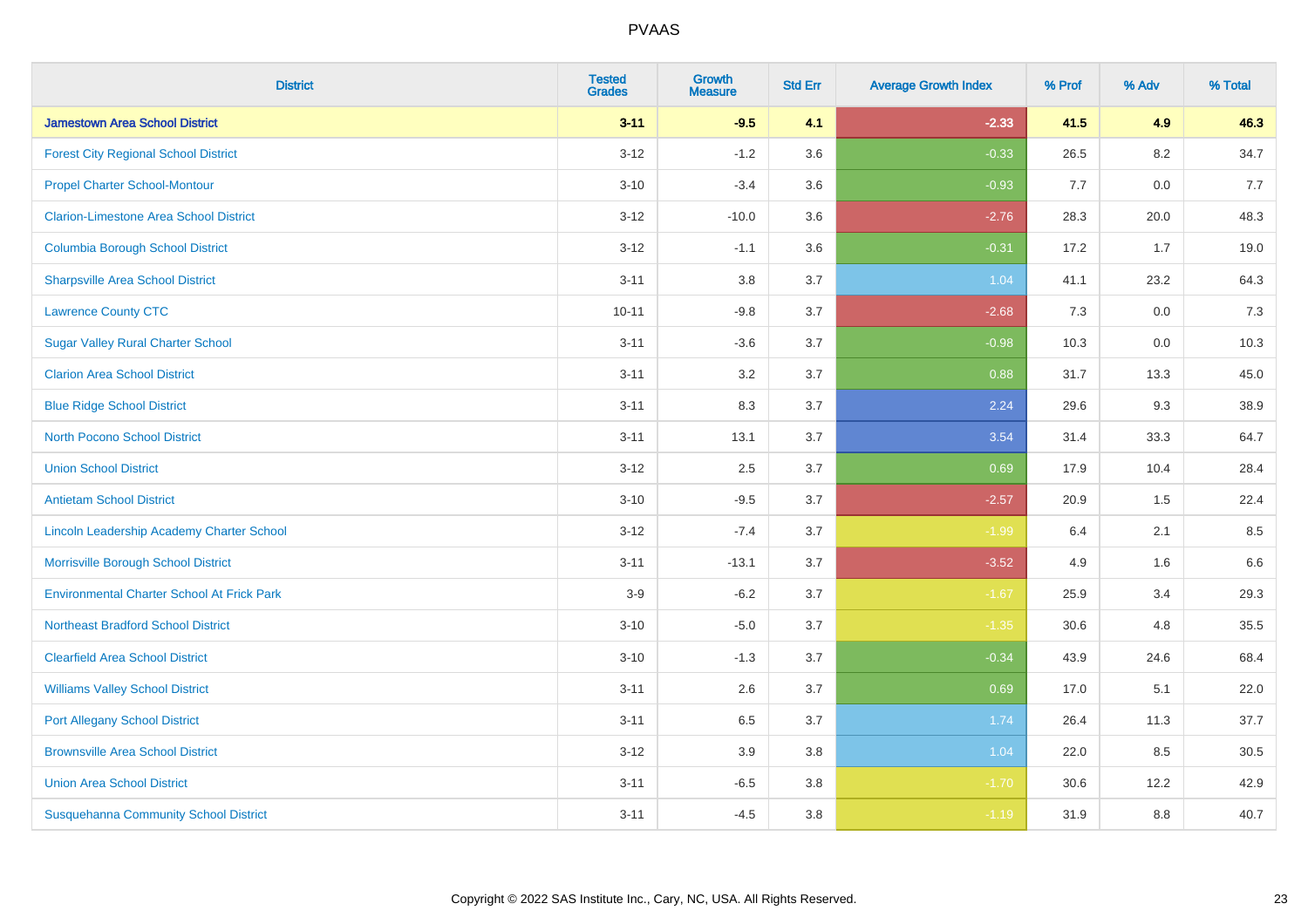# PVAAS

| District | Tested Grades | Growth Measure | Std Err | Average Growth Index | % Prof | % Adv | % Total |
|---|---|---|---|---|---|---|---|
| **Jamestown Area School District** | **3-11** | **-9.5** | **4.1** | **-2.33** | **41.5** | **4.9** | **46.3** |
| Forest City Regional School District | 3-12 | -1.2 | 3.6 | -0.33 | 26.5 | 8.2 | 34.7 |
| Propel Charter School-Montour | 3-10 | -3.4 | 3.6 | -0.93 | 7.7 | 0.0 | 7.7 |
| Clarion-Limestone Area School District | 3-12 | -10.0 | 3.6 | -2.76 | 28.3 | 20.0 | 48.3 |
| Columbia Borough School District | 3-12 | -1.1 | 3.6 | -0.31 | 17.2 | 1.7 | 19.0 |
| Sharpsville Area School District | 3-11 | 3.8 | 3.7 | 1.04 | 41.1 | 23.2 | 64.3 |
| Lawrence County CTC | 10-11 | -9.8 | 3.7 | -2.68 | 7.3 | 0.0 | 7.3 |
| Sugar Valley Rural Charter School | 3-11 | -3.6 | 3.7 | -0.98 | 10.3 | 0.0 | 10.3 |
| Clarion Area School District | 3-11 | 3.2 | 3.7 | 0.88 | 31.7 | 13.3 | 45.0 |
| Blue Ridge School District | 3-11 | 8.3 | 3.7 | 2.24 | 29.6 | 9.3 | 38.9 |
| North Pocono School District | 3-11 | 13.1 | 3.7 | 3.54 | 31.4 | 33.3 | 64.7 |
| Union School District | 3-12 | 2.5 | 3.7 | 0.69 | 17.9 | 10.4 | 28.4 |
| Antietam School District | 3-10 | -9.5 | 3.7 | -2.57 | 20.9 | 1.5 | 22.4 |
| Lincoln Leadership Academy Charter School | 3-12 | -7.4 | 3.7 | -1.99 | 6.4 | 2.1 | 8.5 |
| Morrisville Borough School District | 3-11 | -13.1 | 3.7 | -3.52 | 4.9 | 1.6 | 6.6 |
| Environmental Charter School At Frick Park | 3-9 | -6.2 | 3.7 | -1.67 | 25.9 | 3.4 | 29.3 |
| Northeast Bradford School District | 3-10 | -5.0 | 3.7 | -1.35 | 30.6 | 4.8 | 35.5 |
| Clearfield Area School District | 3-10 | -1.3 | 3.7 | -0.34 | 43.9 | 24.6 | 68.4 |
| Williams Valley School District | 3-11 | 2.6 | 3.7 | 0.69 | 17.0 | 5.1 | 22.0 |
| Port Allegany School District | 3-11 | 6.5 | 3.7 | 1.74 | 26.4 | 11.3 | 37.7 |
| Brownsville Area School District | 3-12 | 3.9 | 3.8 | 1.04 | 22.0 | 8.5 | 30.5 |
| Union Area School District | 3-11 | -6.5 | 3.8 | -1.70 | 30.6 | 12.2 | 42.9 |
| Susquehanna Community School District | 3-11 | -4.5 | 3.8 | -1.19 | 31.9 | 8.8 | 40.7 |

Copyright © 2022 SAS Institute Inc., Cary, NC, USA. All Rights Reserved.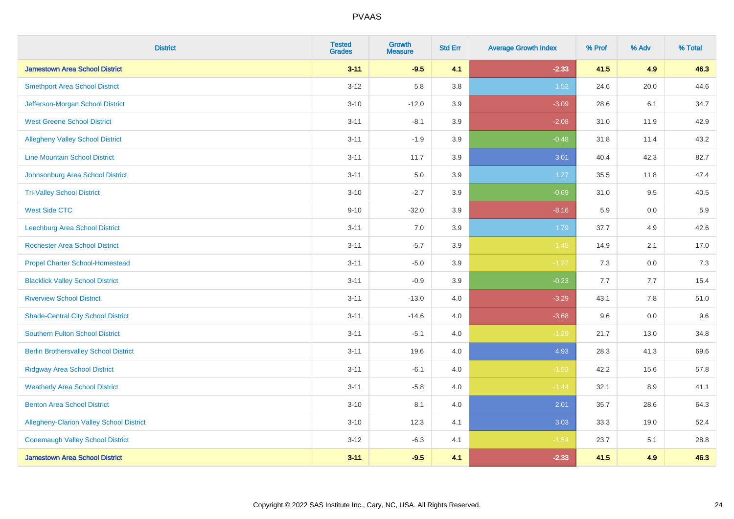# PVAAS

| District | Tested Grades | Growth Measure | Std Err | Average Growth Index | % Prof | % Adv | % Total |
|---|---|---|---|---|---|---|---|
| **Jamestown Area School District** | **3-11** | **-9.5** | **4.1** | **-2.33** | **41.5** | **4.9** | **46.3** |
| Smethport Area School District | 3-12 | 5.8 | 3.8 | 1.52 | 24.6 | 20.0 | 44.6 |
| Jefferson-Morgan School District | 3-10 | -12.0 | 3.9 | -3.09 | 28.6 | 6.1 | 34.7 |
| West Greene School District | 3-11 | -8.1 | 3.9 | -2.08 | 31.0 | 11.9 | 42.9 |
| Allegheny Valley School District | 3-11 | -1.9 | 3.9 | -0.48 | 31.8 | 11.4 | 43.2 |
| Line Mountain School District | 3-11 | 11.7 | 3.9 | 3.01 | 40.4 | 42.3 | 82.7 |
| Johnsonburg Area School District | 3-11 | 5.0 | 3.9 | 1.27 | 35.5 | 11.8 | 47.4 |
| Tri-Valley School District | 3-10 | -2.7 | 3.9 | -0.69 | 31.0 | 9.5 | 40.5 |
| West Side CTC | 9-10 | -32.0 | 3.9 | -8.16 | 5.9 | 0.0 | 5.9 |
| Leechburg Area School District | 3-11 | 7.0 | 3.9 | 1.79 | 37.7 | 4.9 | 42.6 |
| Rochester Area School District | 3-11 | -5.7 | 3.9 | -1.45 | 14.9 | 2.1 | 17.0 |
| Propel Charter School-Homestead | 3-11 | -5.0 | 3.9 | -1.27 | 7.3 | 0.0 | 7.3 |
| Blacklick Valley School District | 3-11 | -0.9 | 3.9 | -0.23 | 7.7 | 7.7 | 15.4 |
| Riverview School District | 3-11 | -13.0 | 4.0 | -3.29 | 43.1 | 7.8 | 51.0 |
| Shade-Central City School District | 3-11 | -14.6 | 4.0 | -3.68 | 9.6 | 0.0 | 9.6 |
| Southern Fulton School District | 3-11 | -5.1 | 4.0 | -1.29 | 21.7 | 13.0 | 34.8 |
| Berlin Brothersvalley School District | 3-11 | 19.6 | 4.0 | 4.93 | 28.3 | 41.3 | 69.6 |
| Ridgway Area School District | 3-11 | -6.1 | 4.0 | -1.53 | 42.2 | 15.6 | 57.8 |
| Weatherly Area School District | 3-11 | -5.8 | 4.0 | -1.44 | 32.1 | 8.9 | 41.1 |
| Benton Area School District | 3-10 | 8.1 | 4.0 | 2.01 | 35.7 | 28.6 | 64.3 |
| Allegheny-Clarion Valley School District | 3-10 | 12.3 | 4.1 | 3.03 | 33.3 | 19.0 | 52.4 |
| Conemaugh Valley School District | 3-12 | -6.3 | 4.1 | -1.54 | 23.7 | 5.1 | 28.8 |
| **Jamestown Area School District** | **3-11** | **-9.5** | **4.1** | **-2.33** | **41.5** | **4.9** | **46.3** |

Copyright © 2022 SAS Institute Inc., Cary, NC, USA. All Rights Reserved.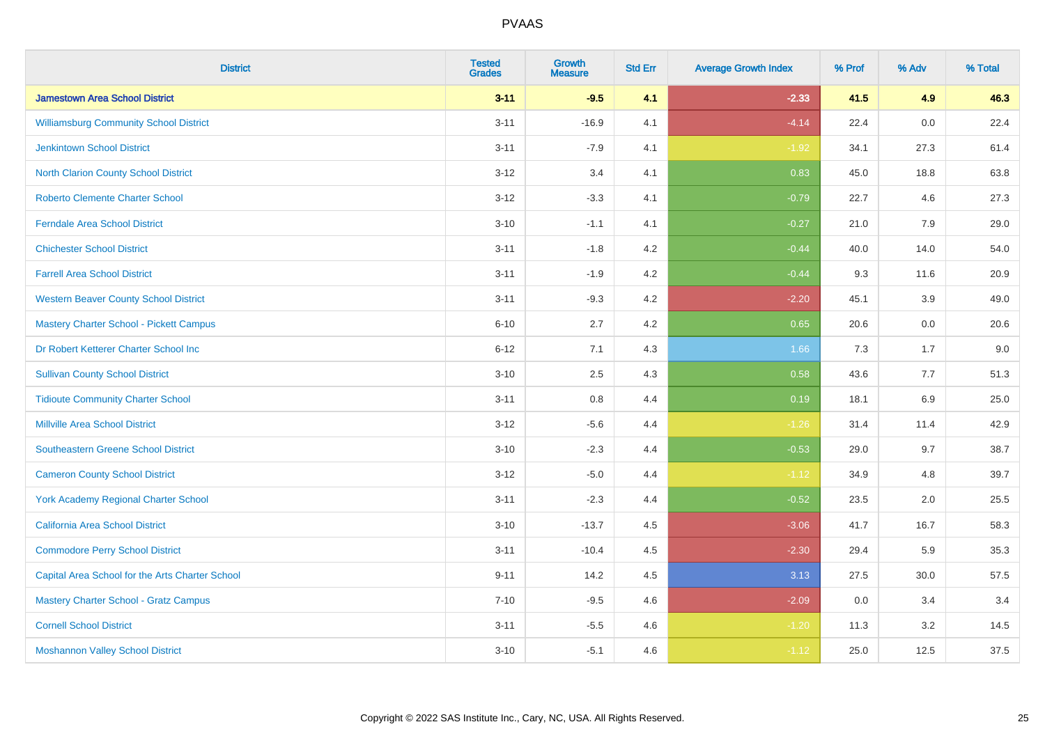# PVAAS

| District | Tested Grades | Growth Measure | Std Err | Average Growth Index | % Prof | % Adv | % Total |
|---|---|---|---|---|---|---|---|
| **Jamestown Area School District** | **3-11** | **-9.5** | **4.1** | **-2.33** | **41.5** | **4.9** | **46.3** |
| Williamsburg Community School District | 3-11 | -16.9 | 4.1 | -4.14 | 22.4 | 0.0 | 22.4 |
| Jenkintown School District | 3-11 | -7.9 | 4.1 | -1.92 | 34.1 | 27.3 | 61.4 |
| North Clarion County School District | 3-12 | 3.4 | 4.1 | 0.83 | 45.0 | 18.8 | 63.8 |
| Roberto Clemente Charter School | 3-12 | -3.3 | 4.1 | -0.79 | 22.7 | 4.6 | 27.3 |
| Ferndale Area School District | 3-10 | -1.1 | 4.1 | -0.27 | 21.0 | 7.9 | 29.0 |
| Chichester School District | 3-11 | -1.8 | 4.2 | -0.44 | 40.0 | 14.0 | 54.0 |
| Farrell Area School District | 3-11 | -1.9 | 4.2 | -0.44 | 9.3 | 11.6 | 20.9 |
| Western Beaver County School District | 3-11 | -9.3 | 4.2 | -2.20 | 45.1 | 3.9 | 49.0 |
| Mastery Charter School - Pickett Campus | 6-10 | 2.7 | 4.2 | 0.65 | 20.6 | 0.0 | 20.6 |
| Dr Robert Ketterer Charter School Inc | 6-12 | 7.1 | 4.3 | 1.66 | 7.3 | 1.7 | 9.0 |
| Sullivan County School District | 3-10 | 2.5 | 4.3 | 0.58 | 43.6 | 7.7 | 51.3 |
| Tidioute Community Charter School | 3-11 | 0.8 | 4.4 | 0.19 | 18.1 | 6.9 | 25.0 |
| Millville Area School District | 3-12 | -5.6 | 4.4 | -1.26 | 31.4 | 11.4 | 42.9 |
| Southeastern Greene School District | 3-10 | -2.3 | 4.4 | -0.53 | 29.0 | 9.7 | 38.7 |
| Cameron County School District | 3-12 | -5.0 | 4.4 | -1.12 | 34.9 | 4.8 | 39.7 |
| York Academy Regional Charter School | 3-11 | -2.3 | 4.4 | -0.52 | 23.5 | 2.0 | 25.5 |
| California Area School District | 3-10 | -13.7 | 4.5 | -3.06 | 41.7 | 16.7 | 58.3 |
| Commodore Perry School District | 3-11 | -10.4 | 4.5 | -2.30 | 29.4 | 5.9 | 35.3 |
| Capital Area School for the Arts Charter School | 9-11 | 14.2 | 4.5 | 3.13 | 27.5 | 30.0 | 57.5 |
| Mastery Charter School - Gratz Campus | 7-10 | -9.5 | 4.6 | -2.09 | 0.0 | 3.4 | 3.4 |
| Cornell School District | 3-11 | -5.5 | 4.6 | -1.20 | 11.3 | 3.2 | 14.5 |
| Moshannon Valley School District | 3-10 | -5.1 | 4.6 | -1.12 | 25.0 | 12.5 | 37.5 |

Copyright © 2022 SAS Institute Inc., Cary, NC, USA. All Rights Reserved.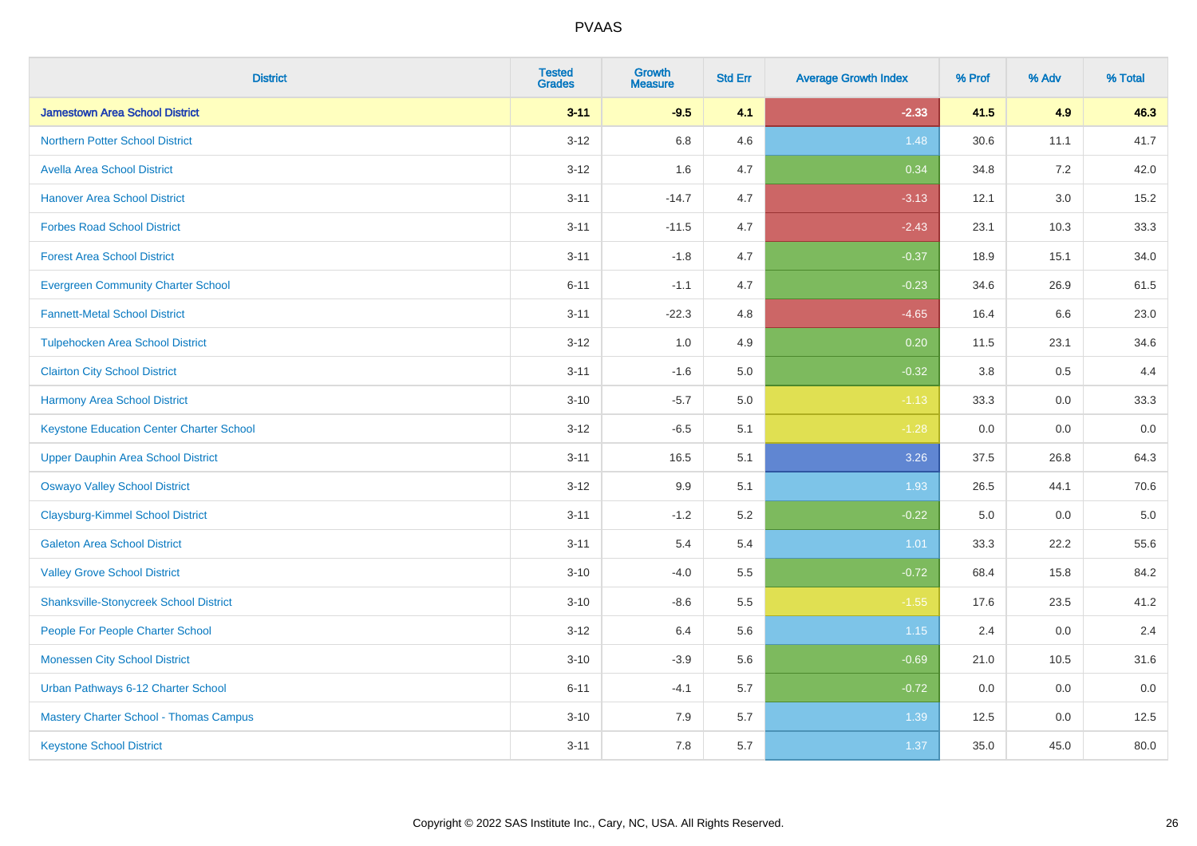# PVAAS

| District | Tested Grades | Growth Measure | Std Err | Average Growth Index | % Prof | % Adv | % Total |
|---|---|---|---|---|---|---|---|
| **Jamestown Area School District** | **3-11** | **-9.5** | **4.1** | **-2.33** | **41.5** | **4.9** | **46.3** |
| Northern Potter School District | 3-12 | 6.8 | 4.6 | 1.48 | 30.6 | 11.1 | 41.7 |
| Avella Area School District | 3-12 | 1.6 | 4.7 | 0.34 | 34.8 | 7.2 | 42.0 |
| Hanover Area School District | 3-11 | -14.7 | 4.7 | -3.13 | 12.1 | 3.0 | 15.2 |
| Forbes Road School District | 3-11 | -11.5 | 4.7 | -2.43 | 23.1 | 10.3 | 33.3 |
| Forest Area School District | 3-11 | -1.8 | 4.7 | -0.37 | 18.9 | 15.1 | 34.0 |
| Evergreen Community Charter School | 6-11 | -1.1 | 4.7 | -0.23 | 34.6 | 26.9 | 61.5 |
| Fannett-Metal School District | 3-11 | -22.3 | 4.8 | -4.65 | 16.4 | 6.6 | 23.0 |
| Tulpehocken Area School District | 3-12 | 1.0 | 4.9 | 0.20 | 11.5 | 23.1 | 34.6 |
| Clairton City School District | 3-11 | -1.6 | 5.0 | -0.32 | 3.8 | 0.5 | 4.4 |
| Harmony Area School District | 3-10 | -5.7 | 5.0 | -1.13 | 33.3 | 0.0 | 33.3 |
| Keystone Education Center Charter School | 3-12 | -6.5 | 5.1 | -1.28 | 0.0 | 0.0 | 0.0 |
| Upper Dauphin Area School District | 3-11 | 16.5 | 5.1 | 3.26 | 37.5 | 26.8 | 64.3 |
| Oswayo Valley School District | 3-12 | 9.9 | 5.1 | 1.93 | 26.5 | 44.1 | 70.6 |
| Claysburg-Kimmel School District | 3-11 | -1.2 | 5.2 | -0.22 | 5.0 | 0.0 | 5.0 |
| Galeton Area School District | 3-11 | 5.4 | 5.4 | 1.01 | 33.3 | 22.2 | 55.6 |
| Valley Grove School District | 3-10 | -4.0 | 5.5 | -0.72 | 68.4 | 15.8 | 84.2 |
| Shanksville-Stonycreek School District | 3-10 | -8.6 | 5.5 | -1.55 | 17.6 | 23.5 | 41.2 |
| People For People Charter School | 3-12 | 6.4 | 5.6 | 1.15 | 2.4 | 0.0 | 2.4 |
| Monessen City School District | 3-10 | -3.9 | 5.6 | -0.69 | 21.0 | 10.5 | 31.6 |
| Urban Pathways 6-12 Charter School | 6-11 | -4.1 | 5.7 | -0.72 | 0.0 | 0.0 | 0.0 |
| Mastery Charter School - Thomas Campus | 3-10 | 7.9 | 5.7 | 1.39 | 12.5 | 0.0 | 12.5 |
| Keystone School District | 3-11 | 7.8 | 5.7 | 1.37 | 35.0 | 45.0 | 80.0 |

Copyright © 2022 SAS Institute Inc., Cary, NC, USA. All Rights Reserved.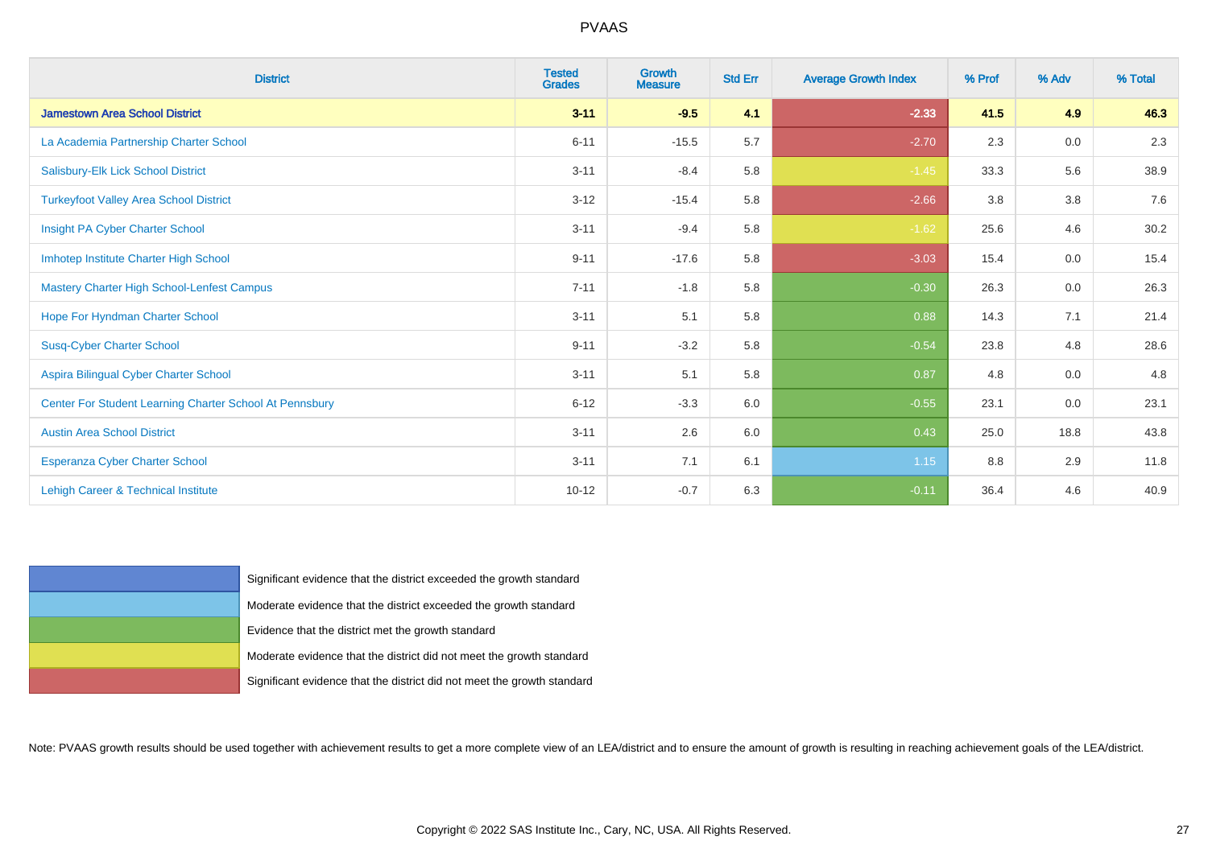PVAAS

| District | Tested Grades | Growth Measure | Std Err | Average Growth Index | % Prof | % Adv | % Total |
|---|---|---|---|---|---|---|---|
| **Jamestown Area School District** | **3-11** | **-9.5** | **4.1** | **-2.33** | **41.5** | **4.9** | **46.3** |
| La Academia Partnership Charter School | 6-11 | -15.5 | 5.7 | -2.70 | 2.3 | 0.0 | 2.3 |
| Salisbury-Elk Lick School District | 3-11 | -8.4 | 5.8 | -1.45 | 33.3 | 5.6 | 38.9 |
| Turkeyfoot Valley Area School District | 3-12 | -15.4 | 5.8 | -2.66 | 3.8 | 3.8 | 7.6 |
| Insight PA Cyber Charter School | 3-11 | -9.4 | 5.8 | -1.62 | 25.6 | 4.6 | 30.2 |
| Imhotep Institute Charter High School | 9-11 | -17.6 | 5.8 | -3.03 | 15.4 | 0.0 | 15.4 |
| Mastery Charter High School-Lenfest Campus | 7-11 | -1.8 | 5.8 | -0.30 | 26.3 | 0.0 | 26.3 |
| Hope For Hyndman Charter School | 3-11 | 5.1 | 5.8 | 0.88 | 14.3 | 7.1 | 21.4 |
| Susq-Cyber Charter School | 9-11 | -3.2 | 5.8 | -0.54 | 23.8 | 4.8 | 28.6 |
| Aspira Bilingual Cyber Charter School | 3-11 | 5.1 | 5.8 | 0.87 | 4.8 | 0.0 | 4.8 |
| Center For Student Learning Charter School At Pennsbury | 6-12 | -3.3 | 6.0 | -0.55 | 23.1 | 0.0 | 23.1 |
| Austin Area School District | 3-11 | 2.6 | 6.0 | 0.43 | 25.0 | 18.8 | 43.8 |
| Esperanza Cyber Charter School | 3-11 | 7.1 | 6.1 | 1.15 | 8.8 | 2.9 | 11.8 |
| Lehigh Career & Technical Institute | 10-12 | -0.7 | 6.3 | -0.11 | 36.4 | 4.6 | 40.9 |

Significant evidence that the district exceeded the growth standard

Moderate evidence that the district exceeded the growth standard

Evidence that the district met the growth standard

Moderate evidence that the district did not meet the growth standard

Significant evidence that the district did not meet the growth standard

Note: PVAAS growth results should be used together with achievement results to get a more complete view of an LEA/district and to ensure the amount of growth is resulting in reaching achievement goals of the LEA/district.

Copyright © 2022 SAS Institute Inc., Cary, NC, USA. All Rights Reserved.